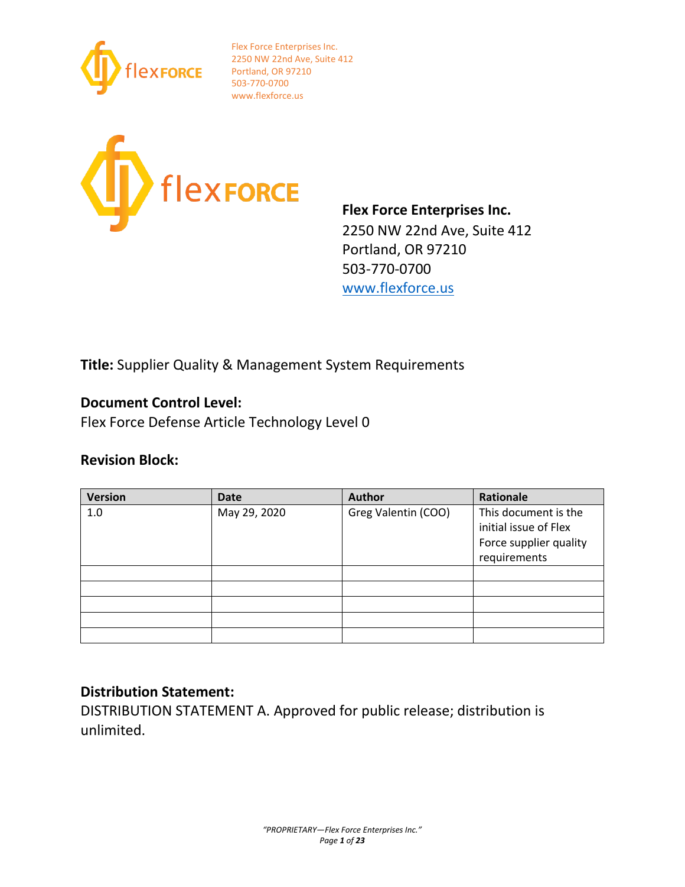Flex Force Enterprises Inc.
2250 NW 22nd Ave, Suite 412
Portland, OR 97210
503-770-0700
www.flexforce.us

**Flex Force Enterprises Inc.**
2250 NW 22nd Ave, Suite 412
Portland, OR 97210
503-770-0700
www.flexforce.us

**Title:** Supplier Quality & Management System Requirements

## Document Control Level:

Flex Force Defense Article Technology Level 0

## Revision Block:

| Version | Date | Author | Rationale |
|---|---|---|---|
| 1.0 | May 29, 2020 | Greg Valentin (COO) | This document is the initial issue of Flex Force supplier quality requirements |
| | | | |
| | | | |
| | | | |
| | | | |
| | | | |

## Distribution Statement:

DISTRIBUTION STATEMENT A. Approved for public release; distribution is unlimited.

*"PROPRIETARY—Flex Force Enterprises Inc."*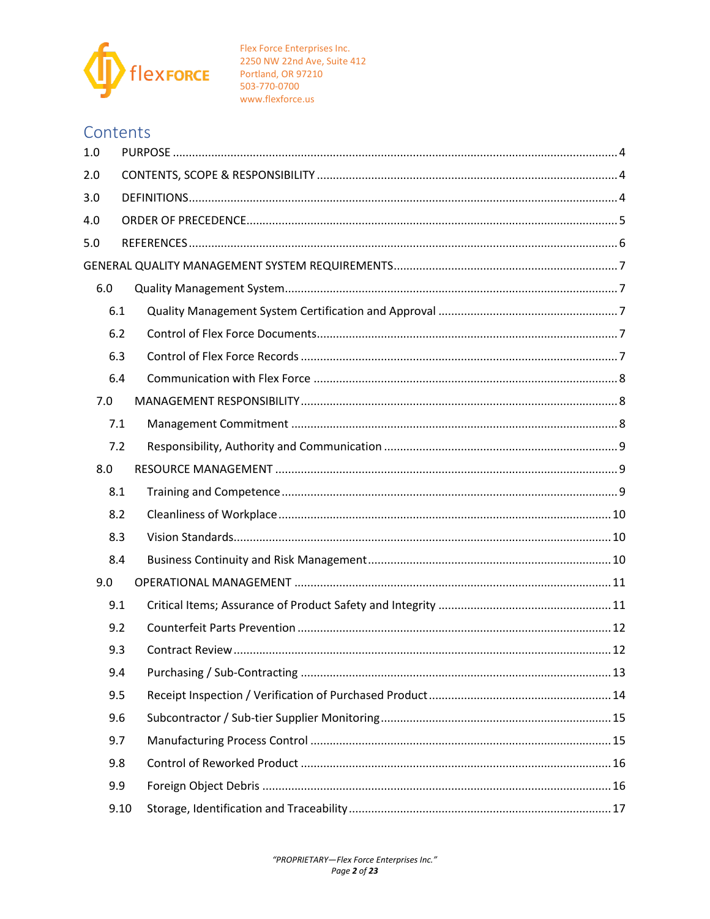Flex Force Enterprises Inc.
2250 NW 22nd Ave, Suite 412
Portland, OR 97210
503-770-0700
www.flexforce.us

# Contents

1.0 PURPOSE ........ 4

2.0 CONTENTS, SCOPE & RESPONSIBILITY ........ 4

3.0 DEFINITIONS ........ 4

4.0 ORDER OF PRECEDENCE ........ 5

5.0 REFERENCES ........ 6

GENERAL QUALITY MANAGEMENT SYSTEM REQUIREMENTS ........ 7

- 6.0 Quality Management System ........ 7
  - 6.1 Quality Management System Certification and Approval ........ 7
  - 6.2 Control of Flex Force Documents ........ 7
  - 6.3 Control of Flex Force Records ........ 7
  - 6.4 Communication with Flex Force ........ 8
- 7.0 MANAGEMENT RESPONSIBILITY ........ 8
  - 7.1 Management Commitment ........ 8
  - 7.2 Responsibility, Authority and Communication ........ 9
- 8.0 RESOURCE MANAGEMENT ........ 9
  - 8.1 Training and Competence ........ 9
  - 8.2 Cleanliness of Workplace ........ 10
  - 8.3 Vision Standards ........ 10
  - 8.4 Business Continuity and Risk Management ........ 10
- 9.0 OPERATIONAL MANAGEMENT ........ 11
  - 9.1 Critical Items; Assurance of Product Safety and Integrity ........ 11
  - 9.2 Counterfeit Parts Prevention ........ 12
  - 9.3 Contract Review ........ 12
  - 9.4 Purchasing / Sub-Contracting ........ 13
  - 9.5 Receipt Inspection / Verification of Purchased Product ........ 14
  - 9.6 Subcontractor / Sub-tier Supplier Monitoring ........ 15
  - 9.7 Manufacturing Process Control ........ 15
  - 9.8 Control of Reworked Product ........ 16
  - 9.9 Foreign Object Debris ........ 16
  - 9.10 Storage, Identification and Traceability ........ 17

*"PROPRIETARY—Flex Force Enterprises Inc."*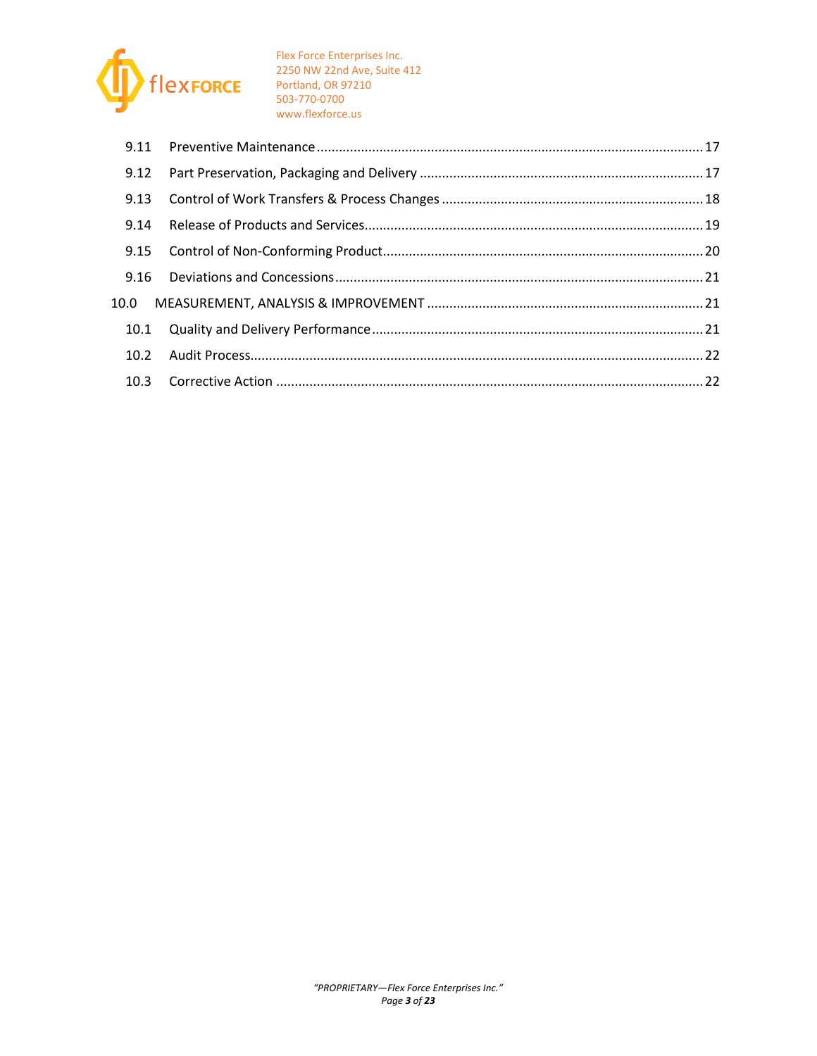| | | |
|---|---|---|
| 9.11 | Preventive Maintenance | 17 |
| 9.12 | Part Preservation, Packaging and Delivery | 17 |
| 9.13 | Control of Work Transfers & Process Changes | 18 |
| 9.14 | Release of Products and Services | 19 |
| 9.15 | Control of Non-Conforming Product | 20 |
| 9.16 | Deviations and Concessions | 21 |
| 10.0 | MEASUREMENT, ANALYSIS & IMPROVEMENT | 21 |
| 10.1 | Quality and Delivery Performance | 21 |
| 10.2 | Audit Process | 22 |
| 10.3 | Corrective Action | 22 |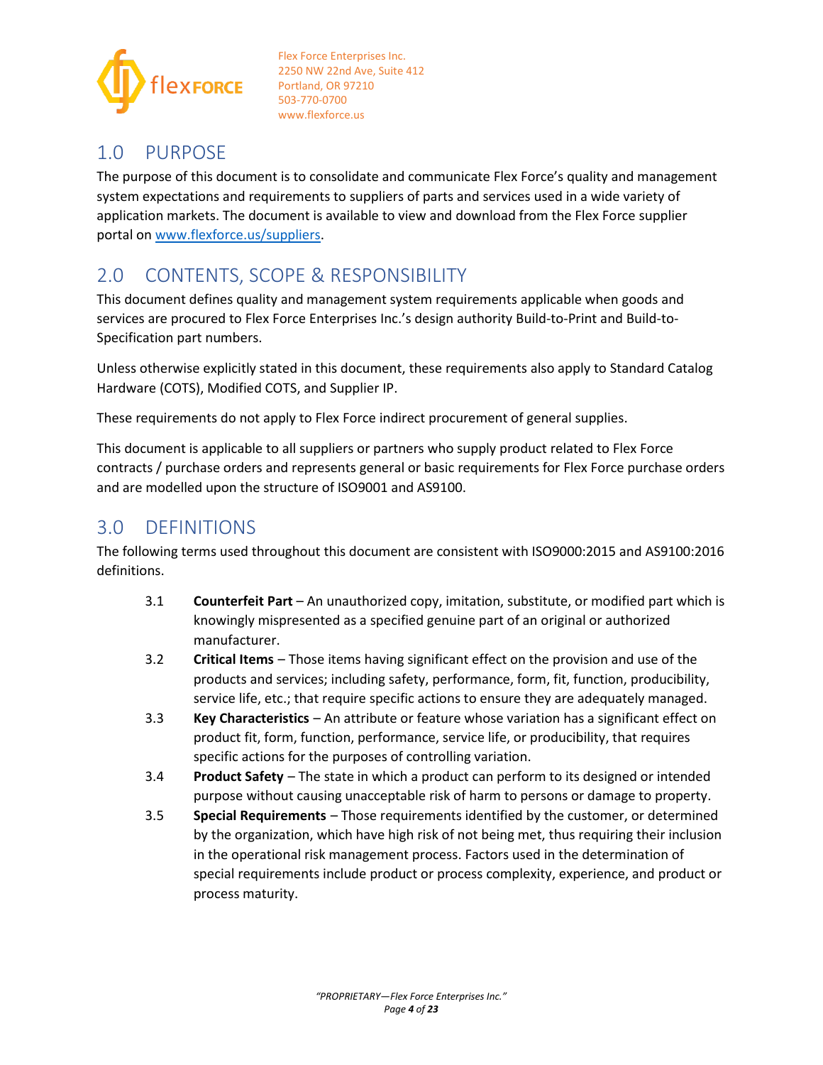## 1.0 PURPOSE

The purpose of this document is to consolidate and communicate Flex Force's quality and management system expectations and requirements to suppliers of parts and services used in a wide variety of application markets. The document is available to view and download from the Flex Force supplier portal on [www.flexforce.us/suppliers](www.flexforce.us/suppliers).

## 2.0 CONTENTS, SCOPE & RESPONSIBILITY

This document defines quality and management system requirements applicable when goods and services are procured to Flex Force Enterprises Inc.'s design authority Build-to-Print and Build-to-Specification part numbers.

Unless otherwise explicitly stated in this document, these requirements also apply to Standard Catalog Hardware (COTS), Modified COTS, and Supplier IP.

These requirements do not apply to Flex Force indirect procurement of general supplies.

This document is applicable to all suppliers or partners who supply product related to Flex Force contracts / purchase orders and represents general or basic requirements for Flex Force purchase orders and are modelled upon the structure of ISO9001 and AS9100.

## 3.0 DEFINITIONS

The following terms used throughout this document are consistent with ISO9000:2015 and AS9100:2016 definitions.

3.1 **Counterfeit Part** – An unauthorized copy, imitation, substitute, or modified part which is knowingly mispresented as a specified genuine part of an original or authorized manufacturer.

3.2 **Critical Items** – Those items having significant effect on the provision and use of the products and services; including safety, performance, form, fit, function, producibility, service life, etc.; that require specific actions to ensure they are adequately managed.

3.3 **Key Characteristics** – An attribute or feature whose variation has a significant effect on product fit, form, function, performance, service life, or producibility, that requires specific actions for the purposes of controlling variation.

3.4 **Product Safety** – The state in which a product can perform to its designed or intended purpose without causing unacceptable risk of harm to persons or damage to property.

3.5 **Special Requirements** – Those requirements identified by the customer, or determined by the organization, which have high risk of not being met, thus requiring their inclusion in the operational risk management process. Factors used in the determination of special requirements include product or process complexity, experience, and product or process maturity.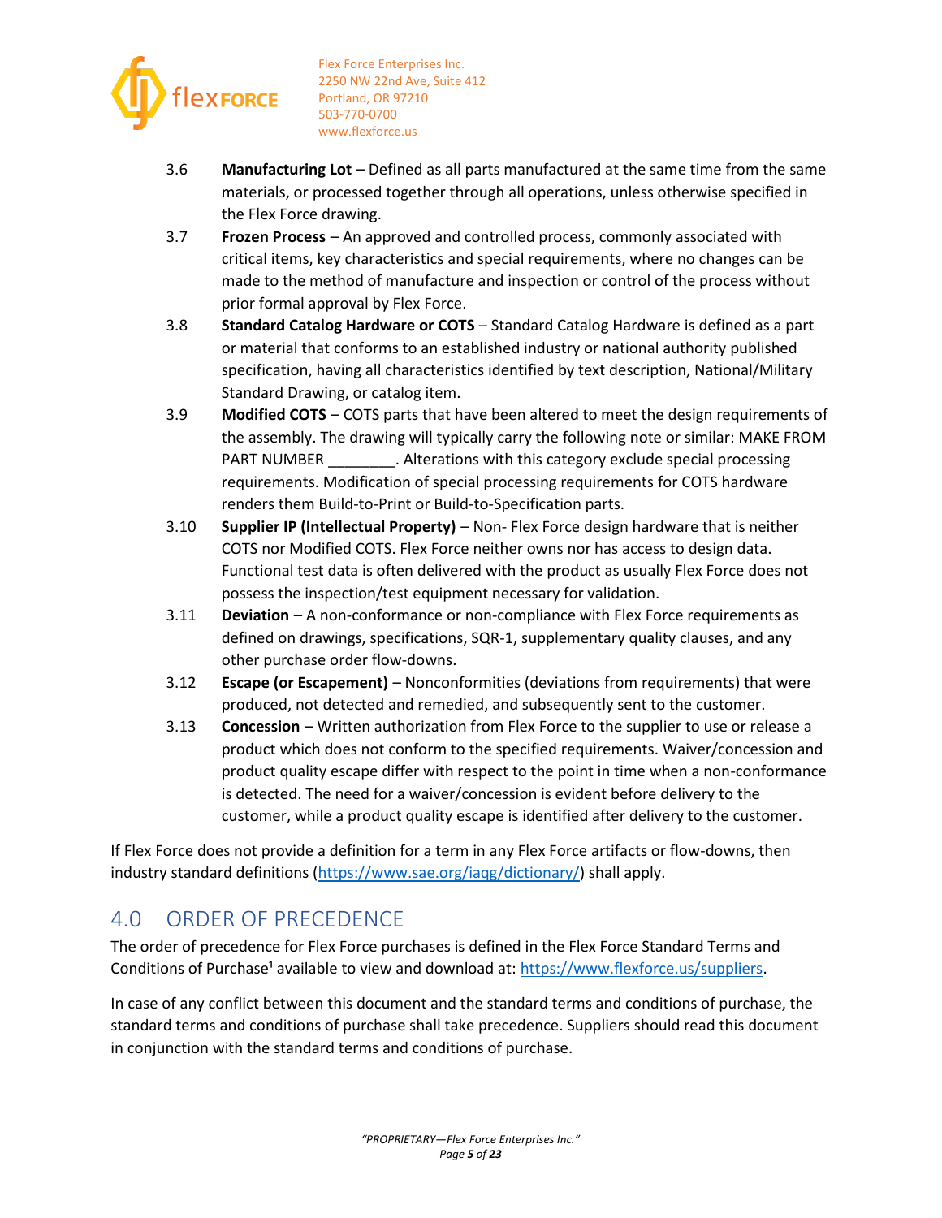3.6 **Manufacturing Lot** – Defined as all parts manufactured at the same time from the same materials, or processed together through all operations, unless otherwise specified in the Flex Force drawing.

3.7 **Frozen Process** – An approved and controlled process, commonly associated with critical items, key characteristics and special requirements, where no changes can be made to the method of manufacture and inspection or control of the process without prior formal approval by Flex Force.

3.8 **Standard Catalog Hardware or COTS** – Standard Catalog Hardware is defined as a part or material that conforms to an established industry or national authority published specification, having all characteristics identified by text description, National/Military Standard Drawing, or catalog item.

3.9 **Modified COTS** – COTS parts that have been altered to meet the design requirements of the assembly. The drawing will typically carry the following note or similar: MAKE FROM PART NUMBER ________. Alterations with this category exclude special processing requirements. Modification of special processing requirements for COTS hardware renders them Build-to-Print or Build-to-Specification parts.

3.10 **Supplier IP (Intellectual Property)** – Non- Flex Force design hardware that is neither COTS nor Modified COTS. Flex Force neither owns nor has access to design data. Functional test data is often delivered with the product as usually Flex Force does not possess the inspection/test equipment necessary for validation.

3.11 **Deviation** – A non-conformance or non-compliance with Flex Force requirements as defined on drawings, specifications, SQR-1, supplementary quality clauses, and any other purchase order flow-downs.

3.12 **Escape (or Escapement)** – Nonconformities (deviations from requirements) that were produced, not detected and remedied, and subsequently sent to the customer.

3.13 **Concession** – Written authorization from Flex Force to the supplier to use or release a product which does not conform to the specified requirements. Waiver/concession and product quality escape differ with respect to the point in time when a non-conformance is detected. The need for a waiver/concession is evident before delivery to the customer, while a product quality escape is identified after delivery to the customer.

If Flex Force does not provide a definition for a term in any Flex Force artifacts or flow-downs, then industry standard definitions (https://www.sae.org/iaqg/dictionary/) shall apply.

## 4.0 ORDER OF PRECEDENCE

The order of precedence for Flex Force purchases is defined in the Flex Force Standard Terms and Conditions of Purchase[1] available to view and download at: https://www.flexforce.us/suppliers.

In case of any conflict between this document and the standard terms and conditions of purchase, the standard terms and conditions of purchase shall take precedence. Suppliers should read this document in conjunction with the standard terms and conditions of purchase.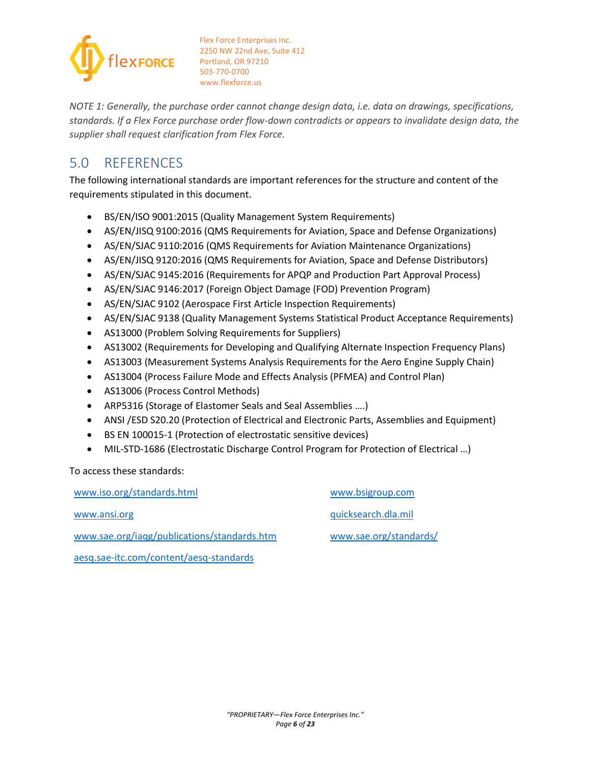*NOTE 1: Generally, the purchase order cannot change design data, i.e. data on drawings, specifications, standards. If a Flex Force purchase order flow-down contradicts or appears to invalidate design data, the supplier shall request clarification from Flex Force.*

## 5.0 REFERENCES

The following international standards are important references for the structure and content of the requirements stipulated in this document.

- BS/EN/ISO 9001:2015 (Quality Management System Requirements)
- AS/EN/JISQ 9100:2016 (QMS Requirements for Aviation, Space and Defense Organizations)
- AS/EN/SJAC 9110:2016 (QMS Requirements for Aviation Maintenance Organizations)
- AS/EN/JISQ 9120:2016 (QMS Requirements for Aviation, Space and Defense Distributors)
- AS/EN/SJAC 9145:2016 (Requirements for APQP and Production Part Approval Process)
- AS/EN/SJAC 9146:2017 (Foreign Object Damage (FOD) Prevention Program)
- AS/EN/SJAC 9102 (Aerospace First Article Inspection Requirements)
- AS/EN/SJAC 9138 (Quality Management Systems Statistical Product Acceptance Requirements)
- AS13000 (Problem Solving Requirements for Suppliers)
- AS13002 (Requirements for Developing and Qualifying Alternate Inspection Frequency Plans)
- AS13003 (Measurement Systems Analysis Requirements for the Aero Engine Supply Chain)
- AS13004 (Process Failure Mode and Effects Analysis (PFMEA) and Control Plan)
- AS13006 (Process Control Methods)
- ARP5316 (Storage of Elastomer Seals and Seal Assemblies ….)
- ANSI /ESD S20.20 (Protection of Electrical and Electronic Parts, Assemblies and Equipment)
- BS EN 100015-1 (Protection of electrostatic sensitive devices)
- MIL-STD-1686 (Electrostatic Discharge Control Program for Protection of Electrical …)

To access these standards:

www.iso.org/standards.html

www.ansi.org

www.sae.org/iaqg/publications/standards.htm

aesq.sae-itc.com/content/aesq-standards

www.bsigroup.com

quicksearch.dla.mil

www.sae.org/standards/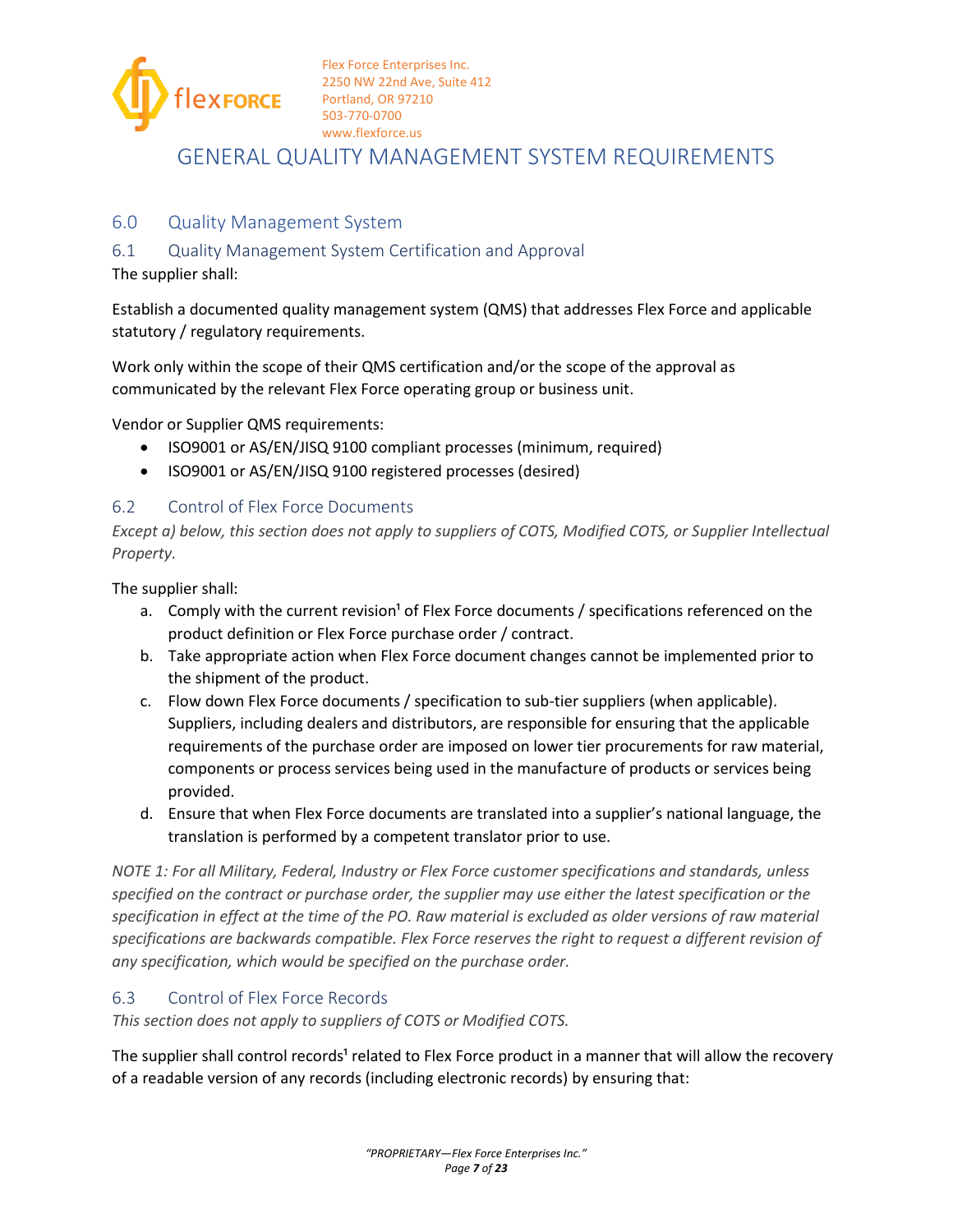# GENERAL QUALITY MANAGEMENT SYSTEM REQUIREMENTS

## 6.0 Quality Management System

### 6.1 Quality Management System Certification and Approval

The supplier shall:

Establish a documented quality management system (QMS) that addresses Flex Force and applicable statutory / regulatory requirements.

Work only within the scope of their QMS certification and/or the scope of the approval as communicated by the relevant Flex Force operating group or business unit.

Vendor or Supplier QMS requirements:

- ISO9001 or AS/EN/JISQ 9100 compliant processes (minimum, required)
- ISO9001 or AS/EN/JISQ 9100 registered processes (desired)

### 6.2 Control of Flex Force Documents

*Except a) below, this section does not apply to suppliers of COTS, Modified COTS, or Supplier Intellectual Property.*

The supplier shall:

a. Comply with the current revision[1] of Flex Force documents / specifications referenced on the product definition or Flex Force purchase order / contract.
b. Take appropriate action when Flex Force document changes cannot be implemented prior to the shipment of the product.
c. Flow down Flex Force documents / specification to sub-tier suppliers (when applicable). Suppliers, including dealers and distributors, are responsible for ensuring that the applicable requirements of the purchase order are imposed on lower tier procurements for raw material, components or process services being used in the manufacture of products or services being provided.
d. Ensure that when Flex Force documents are translated into a supplier's national language, the translation is performed by a competent translator prior to use.

*NOTE 1: For all Military, Federal, Industry or Flex Force customer specifications and standards, unless specified on the contract or purchase order, the supplier may use either the latest specification or the specification in effect at the time of the PO. Raw material is excluded as older versions of raw material specifications are backwards compatible. Flex Force reserves the right to request a different revision of any specification, which would be specified on the purchase order.*

### 6.3 Control of Flex Force Records

*This section does not apply to suppliers of COTS or Modified COTS.*

The supplier shall control records[1] related to Flex Force product in a manner that will allow the recovery of a readable version of any records (including electronic records) by ensuring that: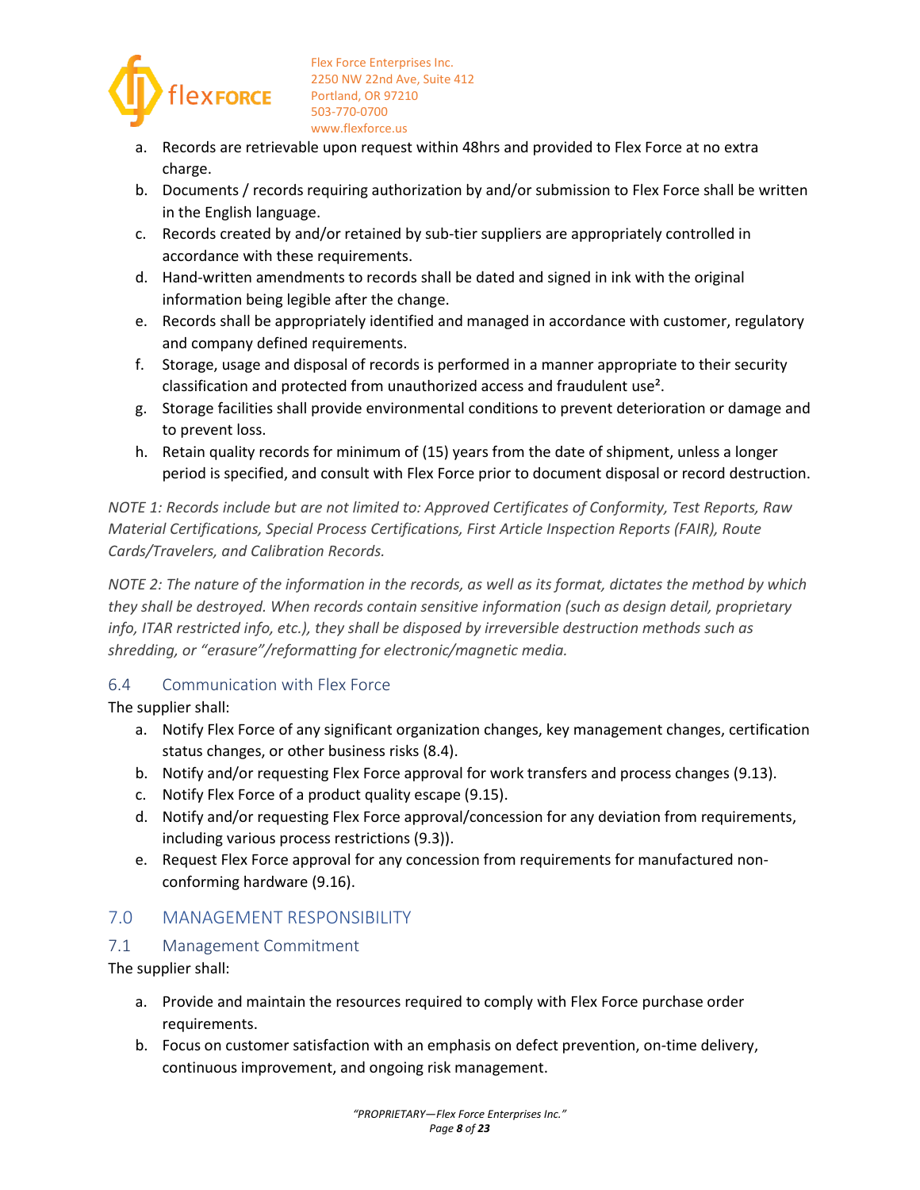a. Records are retrievable upon request within 48hrs and provided to Flex Force at no extra charge.
b. Documents / records requiring authorization by and/or submission to Flex Force shall be written in the English language.
c. Records created by and/or retained by sub-tier suppliers are appropriately controlled in accordance with these requirements.
d. Hand-written amendments to records shall be dated and signed in ink with the original information being legible after the change.
e. Records shall be appropriately identified and managed in accordance with customer, regulatory and company defined requirements.
f. Storage, usage and disposal of records is performed in a manner appropriate to their security classification and protected from unauthorized access and fraudulent use[2].
g. Storage facilities shall provide environmental conditions to prevent deterioration or damage and to prevent loss.
h. Retain quality records for minimum of (15) years from the date of shipment, unless a longer period is specified, and consult with Flex Force prior to document disposal or record destruction.

*NOTE 1: Records include but are not limited to: Approved Certificates of Conformity, Test Reports, Raw Material Certifications, Special Process Certifications, First Article Inspection Reports (FAIR), Route Cards/Travelers, and Calibration Records.*

*NOTE 2: The nature of the information in the records, as well as its format, dictates the method by which they shall be destroyed. When records contain sensitive information (such as design detail, proprietary info, ITAR restricted info, etc.), they shall be disposed by irreversible destruction methods such as shredding, or "erasure"/reformatting for electronic/magnetic media.*

### 6.4 Communication with Flex Force

The supplier shall:

a. Notify Flex Force of any significant organization changes, key management changes, certification status changes, or other business risks (8.4).
b. Notify and/or requesting Flex Force approval for work transfers and process changes (9.13).
c. Notify Flex Force of a product quality escape (9.15).
d. Notify and/or requesting Flex Force approval/concession for any deviation from requirements, including various process restrictions (9.3)).
e. Request Flex Force approval for any concession from requirements for manufactured non-conforming hardware (9.16).

## 7.0 MANAGEMENT RESPONSIBILITY

### 7.1 Management Commitment

The supplier shall:

a. Provide and maintain the resources required to comply with Flex Force purchase order requirements.
b. Focus on customer satisfaction with an emphasis on defect prevention, on-time delivery, continuous improvement, and ongoing risk management.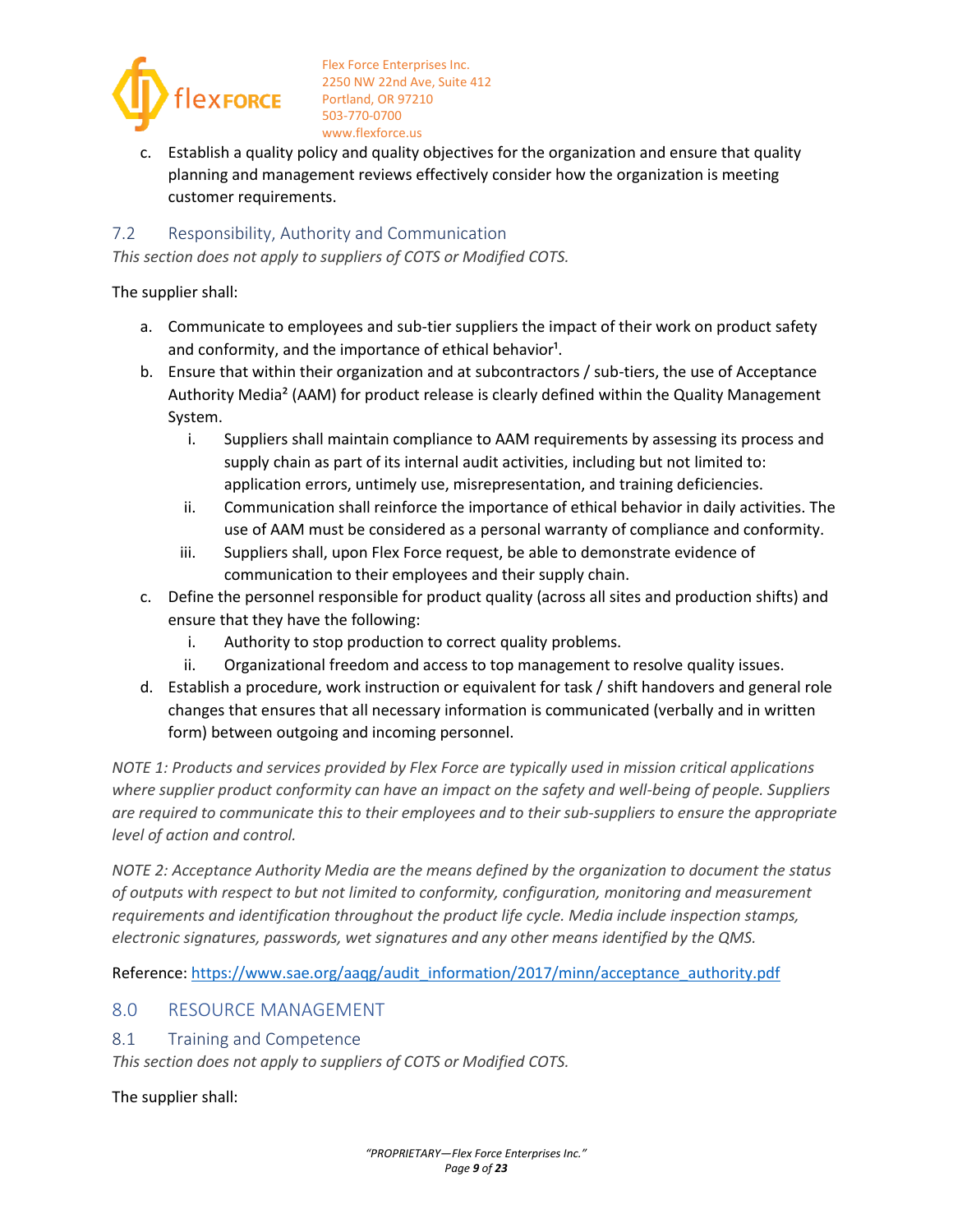c. Establish a quality policy and quality objectives for the organization and ensure that quality planning and management reviews effectively consider how the organization is meeting customer requirements.

### 7.2 Responsibility, Authority and Communication

*This section does not apply to suppliers of COTS or Modified COTS.*

The supplier shall:

a. Communicate to employees and sub-tier suppliers the impact of their work on product safety and conformity, and the importance of ethical behavior[1].
b. Ensure that within their organization and at subcontractors / sub-tiers, the use of Acceptance Authority Media[2] (AAM) for product release is clearly defined within the Quality Management System.
   i. Suppliers shall maintain compliance to AAM requirements by assessing its process and supply chain as part of its internal audit activities, including but not limited to: application errors, untimely use, misrepresentation, and training deficiencies.
   ii. Communication shall reinforce the importance of ethical behavior in daily activities. The use of AAM must be considered as a personal warranty of compliance and conformity.
   iii. Suppliers shall, upon Flex Force request, be able to demonstrate evidence of communication to their employees and their supply chain.
c. Define the personnel responsible for product quality (across all sites and production shifts) and ensure that they have the following:
   i. Authority to stop production to correct quality problems.
   ii. Organizational freedom and access to top management to resolve quality issues.
d. Establish a procedure, work instruction or equivalent for task / shift handovers and general role changes that ensures that all necessary information is communicated (verbally and in written form) between outgoing and incoming personnel.

*NOTE 1: Products and services provided by Flex Force are typically used in mission critical applications where supplier product conformity can have an impact on the safety and well-being of people. Suppliers are required to communicate this to their employees and to their sub-suppliers to ensure the appropriate level of action and control.*

*NOTE 2: Acceptance Authority Media are the means defined by the organization to document the status of outputs with respect to but not limited to conformity, configuration, monitoring and measurement requirements and identification throughout the product life cycle. Media include inspection stamps, electronic signatures, passwords, wet signatures and any other means identified by the QMS.*

Reference: [https://www.sae.org/aaqg/audit_information/2017/minn/acceptance_authority.pdf](https://www.sae.org/aaqg/audit_information/2017/minn/acceptance_authority.pdf)

## 8.0 RESOURCE MANAGEMENT

### 8.1 Training and Competence

*This section does not apply to suppliers of COTS or Modified COTS.*

The supplier shall: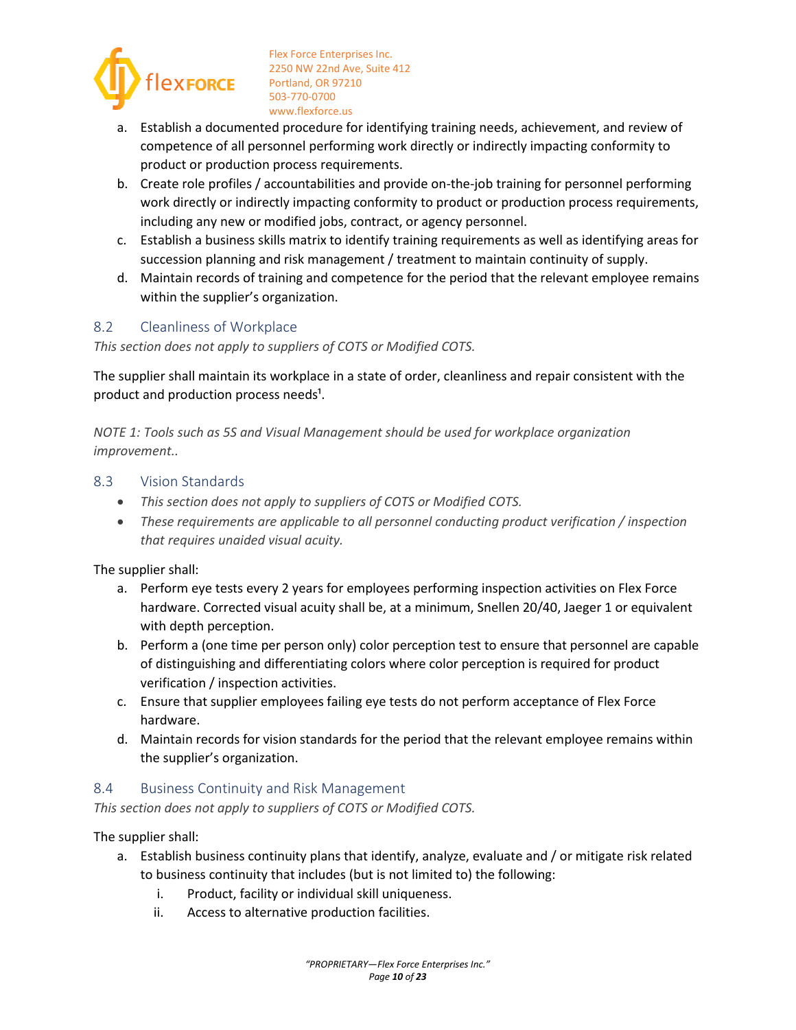a. Establish a documented procedure for identifying training needs, achievement, and review of competence of all personnel performing work directly or indirectly impacting conformity to product or production process requirements.
b. Create role profiles / accountabilities and provide on-the-job training for personnel performing work directly or indirectly impacting conformity to product or production process requirements, including any new or modified jobs, contract, or agency personnel.
c. Establish a business skills matrix to identify training requirements as well as identifying areas for succession planning and risk management / treatment to maintain continuity of supply.
d. Maintain records of training and competence for the period that the relevant employee remains within the supplier's organization.

## 8.2 Cleanliness of Workplace

*This section does not apply to suppliers of COTS or Modified COTS.*

The supplier shall maintain its workplace in a state of order, cleanliness and repair consistent with the product and production process needs[1].

*NOTE 1: Tools such as 5S and Visual Management should be used for workplace organization improvement..*

## 8.3 Vision Standards

- *This section does not apply to suppliers of COTS or Modified COTS.*
- *These requirements are applicable to all personnel conducting product verification / inspection that requires unaided visual acuity.*

The supplier shall:

a. Perform eye tests every 2 years for employees performing inspection activities on Flex Force hardware. Corrected visual acuity shall be, at a minimum, Snellen 20/40, Jaeger 1 or equivalent with depth perception.
b. Perform a (one time per person only) color perception test to ensure that personnel are capable of distinguishing and differentiating colors where color perception is required for product verification / inspection activities.
c. Ensure that supplier employees failing eye tests do not perform acceptance of Flex Force hardware.
d. Maintain records for vision standards for the period that the relevant employee remains within the supplier's organization.

## 8.4 Business Continuity and Risk Management

*This section does not apply to suppliers of COTS or Modified COTS.*

The supplier shall:

a. Establish business continuity plans that identify, analyze, evaluate and / or mitigate risk related to business continuity that includes (but is not limited to) the following:
   i. Product, facility or individual skill uniqueness.
   ii. Access to alternative production facilities.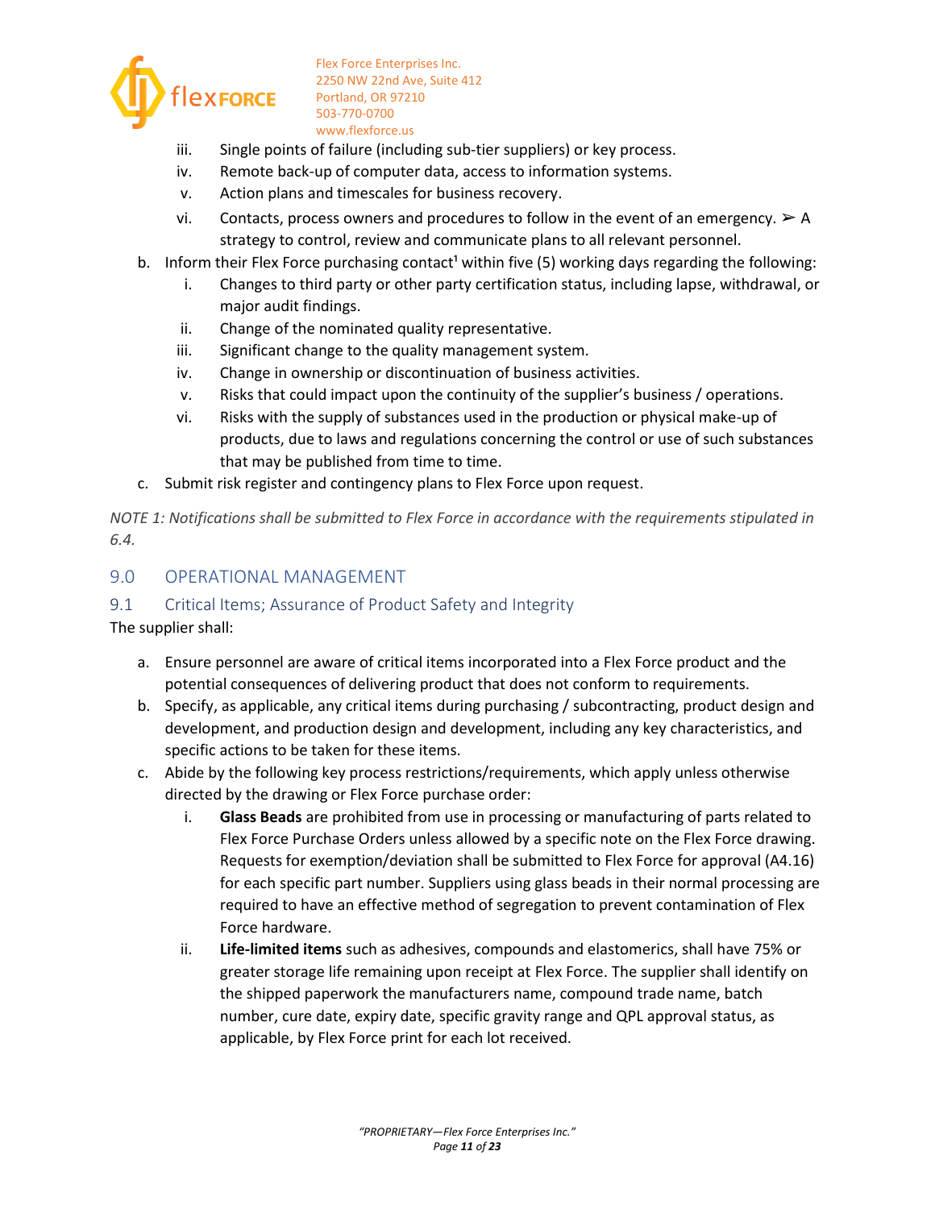iii. Single points of failure (including sub-tier suppliers) or key process.
iv. Remote back-up of computer data, access to information systems.
v. Action plans and timescales for business recovery.
vi. Contacts, process owners and procedures to follow in the event of an emergency. ➢ A strategy to control, review and communicate plans to all relevant personnel.

b. Inform their Flex Force purchasing contact[1] within five (5) working days regarding the following:
   i. Changes to third party or other party certification status, including lapse, withdrawal, or major audit findings.
   ii. Change of the nominated quality representative.
   iii. Significant change to the quality management system.
   iv. Change in ownership or discontinuation of business activities.
   v. Risks that could impact upon the continuity of the supplier's business / operations.
   vi. Risks with the supply of substances used in the production or physical make-up of products, due to laws and regulations concerning the control or use of such substances that may be published from time to time.

c. Submit risk register and contingency plans to Flex Force upon request.

*NOTE 1: Notifications shall be submitted to Flex Force in accordance with the requirements stipulated in 6.4.*

## 9.0 OPERATIONAL MANAGEMENT

### 9.1 Critical Items; Assurance of Product Safety and Integrity

The supplier shall:

a. Ensure personnel are aware of critical items incorporated into a Flex Force product and the potential consequences of delivering product that does not conform to requirements.

b. Specify, as applicable, any critical items during purchasing / subcontracting, product design and development, and production design and development, including any key characteristics, and specific actions to be taken for these items.

c. Abide by the following key process restrictions/requirements, which apply unless otherwise directed by the drawing or Flex Force purchase order:
   i. **Glass Beads** are prohibited from use in processing or manufacturing of parts related to Flex Force Purchase Orders unless allowed by a specific note on the Flex Force drawing. Requests for exemption/deviation shall be submitted to Flex Force for approval (A4.16) for each specific part number. Suppliers using glass beads in their normal processing are required to have an effective method of segregation to prevent contamination of Flex Force hardware.
   ii. **Life-limited items** such as adhesives, compounds and elastomerics, shall have 75% or greater storage life remaining upon receipt at Flex Force. The supplier shall identify on the shipped paperwork the manufacturers name, compound trade name, batch number, cure date, expiry date, specific gravity range and QPL approval status, as applicable, by Flex Force print for each lot received.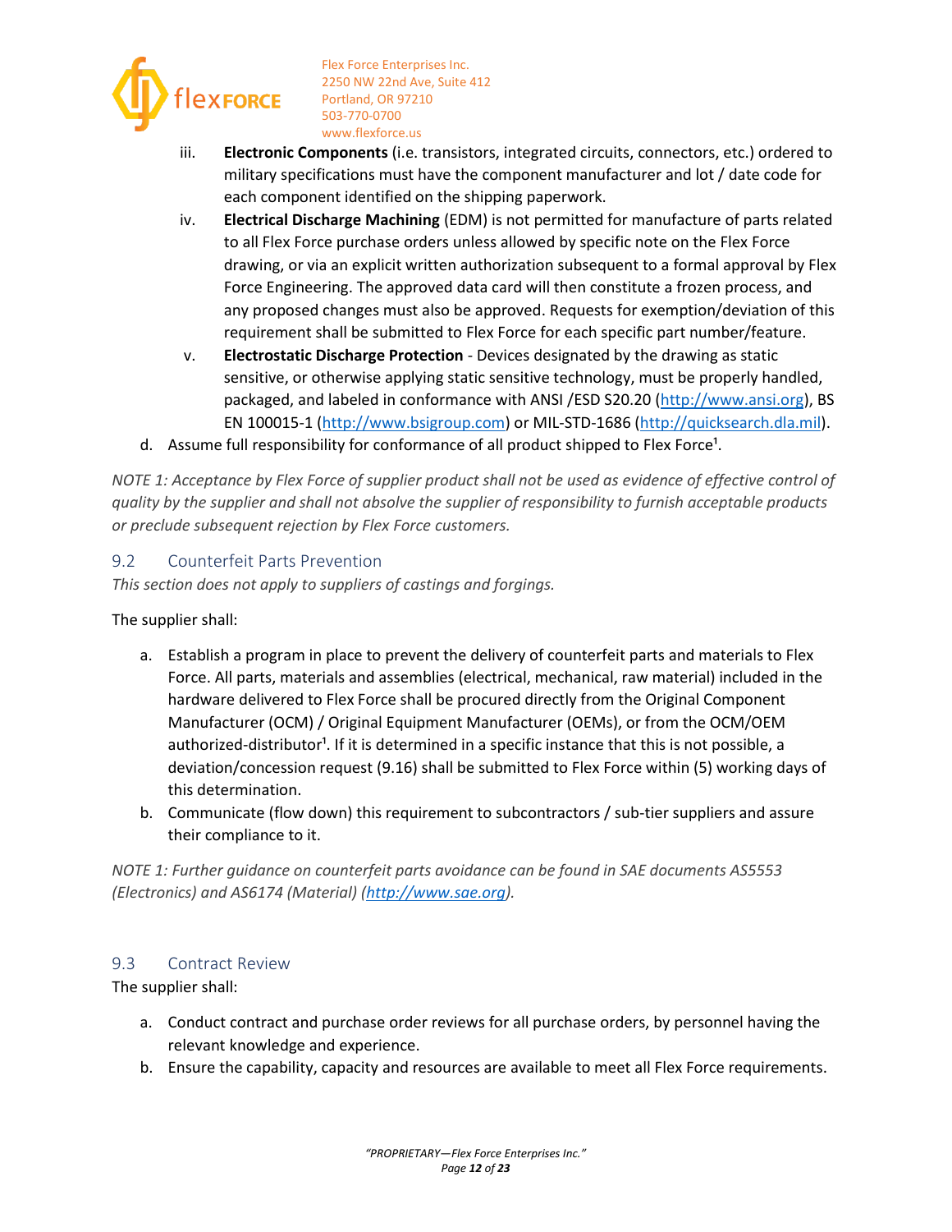iii. **Electronic Components** (i.e. transistors, integrated circuits, connectors, etc.) ordered to military specifications must have the component manufacturer and lot / date code for each component identified on the shipping paperwork.

iv. **Electrical Discharge Machining** (EDM) is not permitted for manufacture of parts related to all Flex Force purchase orders unless allowed by specific note on the Flex Force drawing, or via an explicit written authorization subsequent to a formal approval by Flex Force Engineering. The approved data card will then constitute a frozen process, and any proposed changes must also be approved. Requests for exemption/deviation of this requirement shall be submitted to Flex Force for each specific part number/feature.

v. **Electrostatic Discharge Protection** - Devices designated by the drawing as static sensitive, or otherwise applying static sensitive technology, must be properly handled, packaged, and labeled in conformance with ANSI /ESD S20.20 (http://www.ansi.org), BS EN 100015-1 (http://www.bsigroup.com) or MIL-STD-1686 (http://quicksearch.dla.mil).

d. Assume full responsibility for conformance of all product shipped to Flex Force[1].

*NOTE 1: Acceptance by Flex Force of supplier product shall not be used as evidence of effective control of quality by the supplier and shall not absolve the supplier of responsibility to furnish acceptable products or preclude subsequent rejection by Flex Force customers.*

## 9.2 Counterfeit Parts Prevention

*This section does not apply to suppliers of castings and forgings.*

The supplier shall:

a. Establish a program in place to prevent the delivery of counterfeit parts and materials to Flex Force. All parts, materials and assemblies (electrical, mechanical, raw material) included in the hardware delivered to Flex Force shall be procured directly from the Original Component Manufacturer (OCM) / Original Equipment Manufacturer (OEMs), or from the OCM/OEM authorized-distributor[1]. If it is determined in a specific instance that this is not possible, a deviation/concession request (9.16) shall be submitted to Flex Force within (5) working days of this determination.

b. Communicate (flow down) this requirement to subcontractors / sub-tier suppliers and assure their compliance to it.

*NOTE 1: Further guidance on counterfeit parts avoidance can be found in SAE documents AS5553 (Electronics) and AS6174 (Material) (http://www.sae.org).*

## 9.3 Contract Review

The supplier shall:

a. Conduct contract and purchase order reviews for all purchase orders, by personnel having the relevant knowledge and experience.

b. Ensure the capability, capacity and resources are available to meet all Flex Force requirements.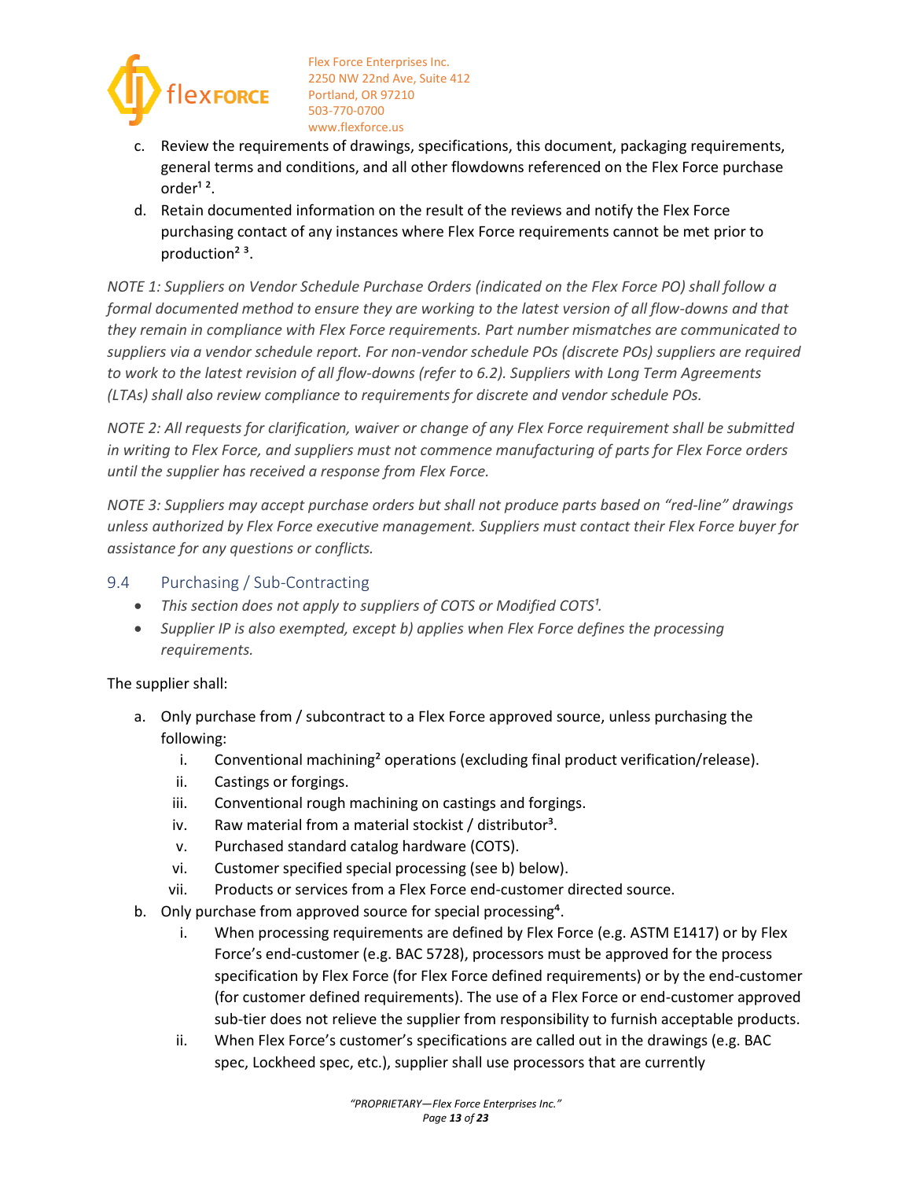c. Review the requirements of drawings, specifications, this document, packaging requirements, general terms and conditions, and all other flowdowns referenced on the Flex Force purchase order[1 2].
d. Retain documented information on the result of the reviews and notify the Flex Force purchasing contact of any instances where Flex Force requirements cannot be met prior to production[2 3].

*NOTE 1: Suppliers on Vendor Schedule Purchase Orders (indicated on the Flex Force PO) shall follow a formal documented method to ensure they are working to the latest version of all flow-downs and that they remain in compliance with Flex Force requirements. Part number mismatches are communicated to suppliers via a vendor schedule report. For non-vendor schedule POs (discrete POs) suppliers are required to work to the latest revision of all flow-downs (refer to 6.2). Suppliers with Long Term Agreements (LTAs) shall also review compliance to requirements for discrete and vendor schedule POs.*

*NOTE 2: All requests for clarification, waiver or change of any Flex Force requirement shall be submitted in writing to Flex Force, and suppliers must not commence manufacturing of parts for Flex Force orders until the supplier has received a response from Flex Force.*

*NOTE 3: Suppliers may accept purchase orders but shall not produce parts based on "red-line" drawings unless authorized by Flex Force executive management. Suppliers must contact their Flex Force buyer for assistance for any questions or conflicts.*

## 9.4 Purchasing / Sub-Contracting

- *This section does not apply to suppliers of COTS or Modified COTS[1].*
- *Supplier IP is also exempted, except b) applies when Flex Force defines the processing requirements.*

The supplier shall:

a. Only purchase from / subcontract to a Flex Force approved source, unless purchasing the following:
   i. Conventional machining[2] operations (excluding final product verification/release).
   ii. Castings or forgings.
   iii. Conventional rough machining on castings and forgings.
   iv. Raw material from a material stockist / distributor[3].
   v. Purchased standard catalog hardware (COTS).
   vi. Customer specified special processing (see b) below).
   vii. Products or services from a Flex Force end-customer directed source.
b. Only purchase from approved source for special processing[4].
   i. When processing requirements are defined by Flex Force (e.g. ASTM E1417) or by Flex Force's end-customer (e.g. BAC 5728), processors must be approved for the process specification by Flex Force (for Flex Force defined requirements) or by the end-customer (for customer defined requirements). The use of a Flex Force or end-customer approved sub-tier does not relieve the supplier from responsibility to furnish acceptable products.
   ii. When Flex Force's customer's specifications are called out in the drawings (e.g. BAC spec, Lockheed spec, etc.), supplier shall use processors that are currently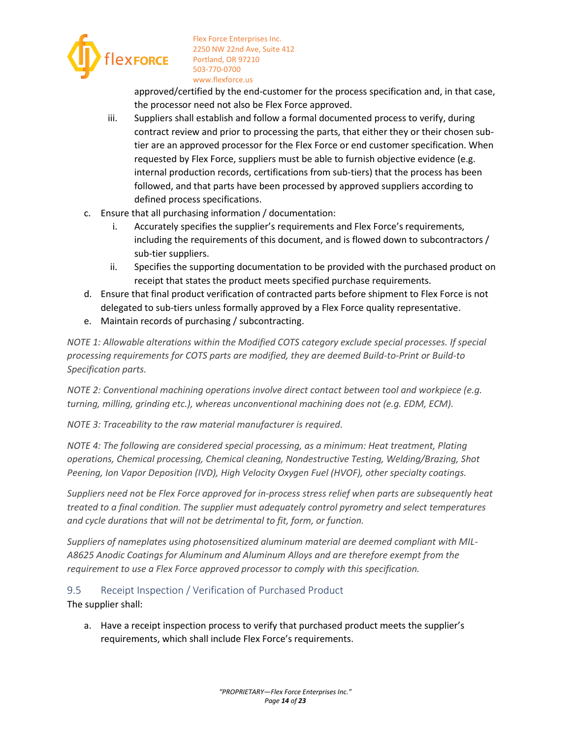approved/certified by the end-customer for the process specification and, in that case, the processor need not also be Flex Force approved.

   iii. Suppliers shall establish and follow a formal documented process to verify, during contract review and prior to processing the parts, that either they or their chosen sub-tier are an approved processor for the Flex Force or end customer specification. When requested by Flex Force, suppliers must be able to furnish objective evidence (e.g. internal production records, certifications from sub-tiers) that the process has been followed, and that parts have been processed by approved suppliers according to defined process specifications.

c. Ensure that all purchasing information / documentation:
   i. Accurately specifies the supplier's requirements and Flex Force's requirements, including the requirements of this document, and is flowed down to subcontractors / sub-tier suppliers.
   ii. Specifies the supporting documentation to be provided with the purchased product on receipt that states the product meets specified purchase requirements.
d. Ensure that final product verification of contracted parts before shipment to Flex Force is not delegated to sub-tiers unless formally approved by a Flex Force quality representative.
e. Maintain records of purchasing / subcontracting.

*NOTE 1: Allowable alterations within the Modified COTS category exclude special processes. If special processing requirements for COTS parts are modified, they are deemed Build-to-Print or Build-to Specification parts.*

*NOTE 2: Conventional machining operations involve direct contact between tool and workpiece (e.g. turning, milling, grinding etc.), whereas unconventional machining does not (e.g. EDM, ECM).*

*NOTE 3: Traceability to the raw material manufacturer is required.*

*NOTE 4: The following are considered special processing, as a minimum: Heat treatment, Plating operations, Chemical processing, Chemical cleaning, Nondestructive Testing, Welding/Brazing, Shot Peening, Ion Vapor Deposition (IVD), High Velocity Oxygen Fuel (HVOF), other specialty coatings.*

*Suppliers need not be Flex Force approved for in-process stress relief when parts are subsequently heat treated to a final condition. The supplier must adequately control pyrometry and select temperatures and cycle durations that will not be detrimental to fit, form, or function.*

*Suppliers of nameplates using photosensitized aluminum material are deemed compliant with MIL-A8625 Anodic Coatings for Aluminum and Aluminum Alloys and are therefore exempt from the requirement to use a Flex Force approved processor to comply with this specification.*

### 9.5 Receipt Inspection / Verification of Purchased Product

The supplier shall:

a. Have a receipt inspection process to verify that purchased product meets the supplier's requirements, which shall include Flex Force's requirements.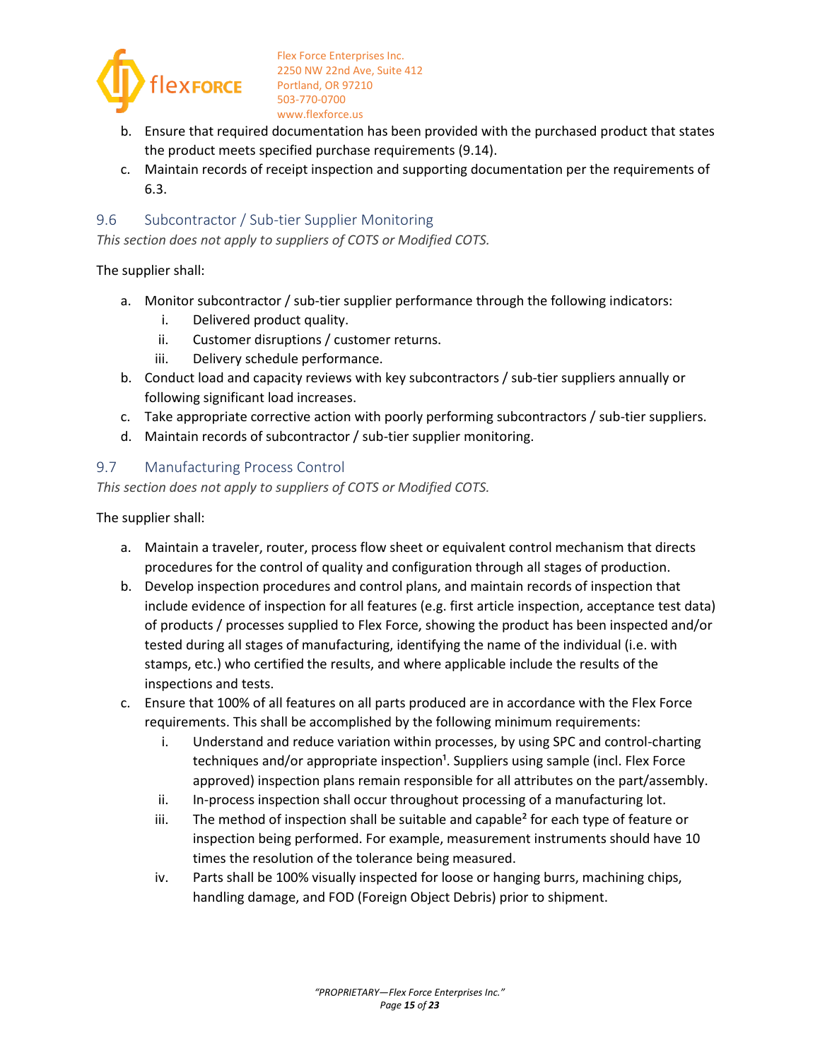b. Ensure that required documentation has been provided with the purchased product that states the product meets specified purchase requirements (9.14).
c. Maintain records of receipt inspection and supporting documentation per the requirements of 6.3.

## 9.6 Subcontractor / Sub-tier Supplier Monitoring

*This section does not apply to suppliers of COTS or Modified COTS.*

The supplier shall:

a. Monitor subcontractor / sub-tier supplier performance through the following indicators:
    i. Delivered product quality.
    ii. Customer disruptions / customer returns.
    iii. Delivery schedule performance.
b. Conduct load and capacity reviews with key subcontractors / sub-tier suppliers annually or following significant load increases.
c. Take appropriate corrective action with poorly performing subcontractors / sub-tier suppliers.
d. Maintain records of subcontractor / sub-tier supplier monitoring.

## 9.7 Manufacturing Process Control

*This section does not apply to suppliers of COTS or Modified COTS.*

The supplier shall:

a. Maintain a traveler, router, process flow sheet or equivalent control mechanism that directs procedures for the control of quality and configuration through all stages of production.
b. Develop inspection procedures and control plans, and maintain records of inspection that include evidence of inspection for all features (e.g. first article inspection, acceptance test data) of products / processes supplied to Flex Force, showing the product has been inspected and/or tested during all stages of manufacturing, identifying the name of the individual (i.e. with stamps, etc.) who certified the results, and where applicable include the results of the inspections and tests.
c. Ensure that 100% of all features on all parts produced are in accordance with the Flex Force requirements. This shall be accomplished by the following minimum requirements:
    i. Understand and reduce variation within processes, by using SPC and control-charting techniques and/or appropriate inspection[1]. Suppliers using sample (incl. Flex Force approved) inspection plans remain responsible for all attributes on the part/assembly.
    ii. In-process inspection shall occur throughout processing of a manufacturing lot.
    iii. The method of inspection shall be suitable and capable[2] for each type of feature or inspection being performed. For example, measurement instruments should have 10 times the resolution of the tolerance being measured.
    iv. Parts shall be 100% visually inspected for loose or hanging burrs, machining chips, handling damage, and FOD (Foreign Object Debris) prior to shipment.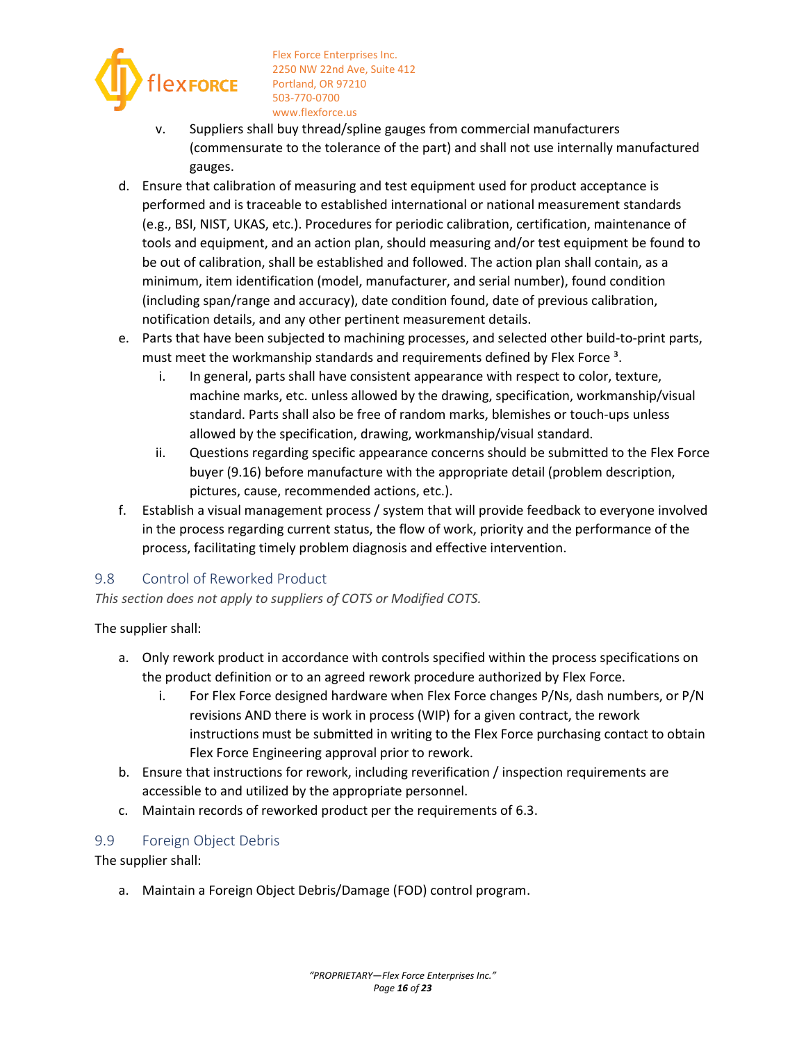v. Suppliers shall buy thread/spline gauges from commercial manufacturers (commensurate to the tolerance of the part) and shall not use internally manufactured gauges.

d. Ensure that calibration of measuring and test equipment used for product acceptance is performed and is traceable to established international or national measurement standards (e.g., BSI, NIST, UKAS, etc.). Procedures for periodic calibration, certification, maintenance of tools and equipment, and an action plan, should measuring and/or test equipment be found to be out of calibration, shall be established and followed. The action plan shall contain, as a minimum, item identification (model, manufacturer, and serial number), found condition (including span/range and accuracy), date condition found, date of previous calibration, notification details, and any other pertinent measurement details.

e. Parts that have been subjected to machining processes, and selected other build-to-print parts, must meet the workmanship standards and requirements defined by Flex Force [3].
   i. In general, parts shall have consistent appearance with respect to color, texture, machine marks, etc. unless allowed by the drawing, specification, workmanship/visual standard. Parts shall also be free of random marks, blemishes or touch-ups unless allowed by the specification, drawing, workmanship/visual standard.
   ii. Questions regarding specific appearance concerns should be submitted to the Flex Force buyer (9.16) before manufacture with the appropriate detail (problem description, pictures, cause, recommended actions, etc.).

f. Establish a visual management process / system that will provide feedback to everyone involved in the process regarding current status, the flow of work, priority and the performance of the process, facilitating timely problem diagnosis and effective intervention.

## 9.8 Control of Reworked Product

*This section does not apply to suppliers of COTS or Modified COTS.*

The supplier shall:

a. Only rework product in accordance with controls specified within the process specifications on the product definition or to an agreed rework procedure authorized by Flex Force.
   i. For Flex Force designed hardware when Flex Force changes P/Ns, dash numbers, or P/N revisions AND there is work in process (WIP) for a given contract, the rework instructions must be submitted in writing to the Flex Force purchasing contact to obtain Flex Force Engineering approval prior to rework.

b. Ensure that instructions for rework, including reverification / inspection requirements are accessible to and utilized by the appropriate personnel.

c. Maintain records of reworked product per the requirements of 6.3.

## 9.9 Foreign Object Debris

The supplier shall:

a. Maintain a Foreign Object Debris/Damage (FOD) control program.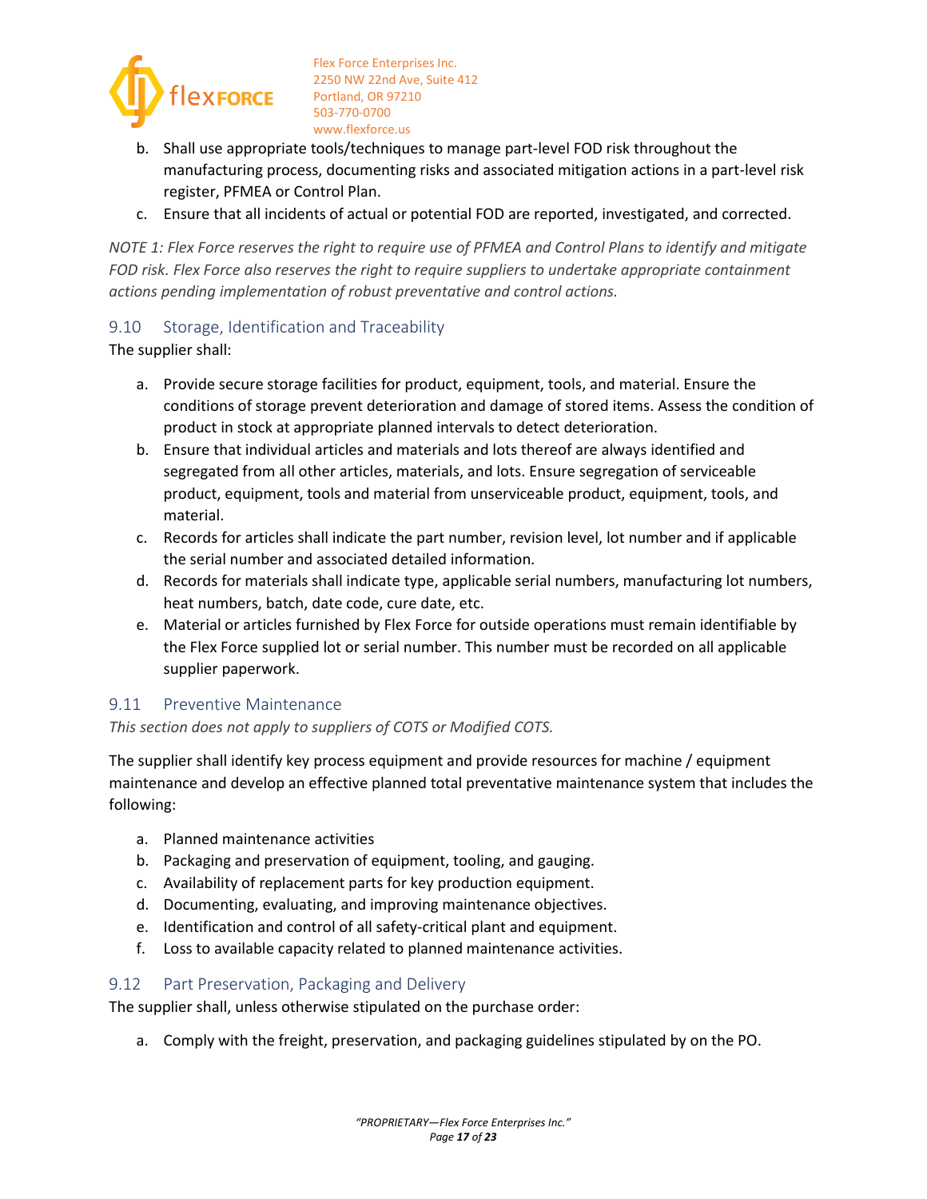b. Shall use appropriate tools/techniques to manage part-level FOD risk throughout the manufacturing process, documenting risks and associated mitigation actions in a part-level risk register, PFMEA or Control Plan.
c. Ensure that all incidents of actual or potential FOD are reported, investigated, and corrected.

*NOTE 1: Flex Force reserves the right to require use of PFMEA and Control Plans to identify and mitigate FOD risk. Flex Force also reserves the right to require suppliers to undertake appropriate containment actions pending implementation of robust preventative and control actions.*

### 9.10 Storage, Identification and Traceability

The supplier shall:

a. Provide secure storage facilities for product, equipment, tools, and material. Ensure the conditions of storage prevent deterioration and damage of stored items. Assess the condition of product in stock at appropriate planned intervals to detect deterioration.
b. Ensure that individual articles and materials and lots thereof are always identified and segregated from all other articles, materials, and lots. Ensure segregation of serviceable product, equipment, tools and material from unserviceable product, equipment, tools, and material.
c. Records for articles shall indicate the part number, revision level, lot number and if applicable the serial number and associated detailed information.
d. Records for materials shall indicate type, applicable serial numbers, manufacturing lot numbers, heat numbers, batch, date code, cure date, etc.
e. Material or articles furnished by Flex Force for outside operations must remain identifiable by the Flex Force supplied lot or serial number. This number must be recorded on all applicable supplier paperwork.

### 9.11 Preventive Maintenance

*This section does not apply to suppliers of COTS or Modified COTS.*

The supplier shall identify key process equipment and provide resources for machine / equipment maintenance and develop an effective planned total preventative maintenance system that includes the following:

a. Planned maintenance activities
b. Packaging and preservation of equipment, tooling, and gauging.
c. Availability of replacement parts for key production equipment.
d. Documenting, evaluating, and improving maintenance objectives.
e. Identification and control of all safety-critical plant and equipment.
f. Loss to available capacity related to planned maintenance activities.

### 9.12 Part Preservation, Packaging and Delivery

The supplier shall, unless otherwise stipulated on the purchase order:

a. Comply with the freight, preservation, and packaging guidelines stipulated by on the PO.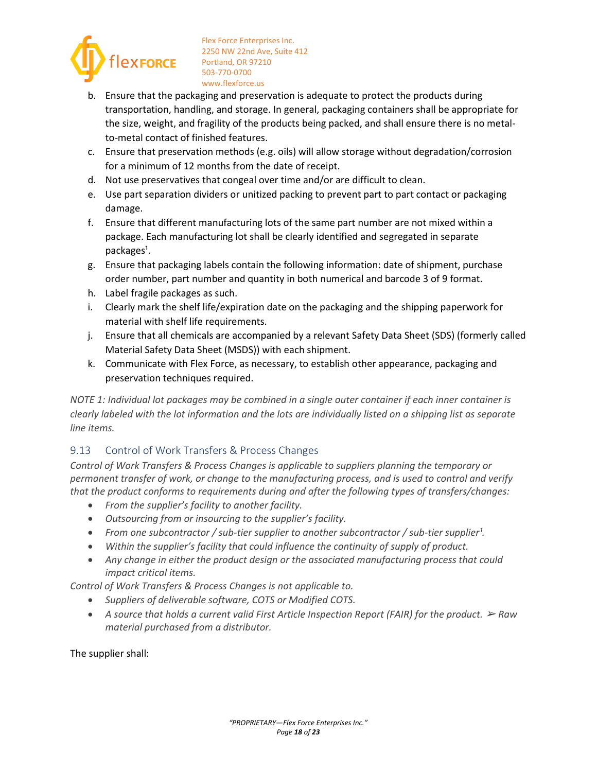b. Ensure that the packaging and preservation is adequate to protect the products during transportation, handling, and storage. In general, packaging containers shall be appropriate for the size, weight, and fragility of the products being packed, and shall ensure there is no metal-to-metal contact of finished features.
c. Ensure that preservation methods (e.g. oils) will allow storage without degradation/corrosion for a minimum of 12 months from the date of receipt.
d. Not use preservatives that congeal over time and/or are difficult to clean.
e. Use part separation dividers or unitized packing to prevent part to part contact or packaging damage.
f. Ensure that different manufacturing lots of the same part number are not mixed within a package. Each manufacturing lot shall be clearly identified and segregated in separate packages[1].
g. Ensure that packaging labels contain the following information: date of shipment, purchase order number, part number and quantity in both numerical and barcode 3 of 9 format.
h. Label fragile packages as such.
i. Clearly mark the shelf life/expiration date on the packaging and the shipping paperwork for material with shelf life requirements.
j. Ensure that all chemicals are accompanied by a relevant Safety Data Sheet (SDS) (formerly called Material Safety Data Sheet (MSDS)) with each shipment.
k. Communicate with Flex Force, as necessary, to establish other appearance, packaging and preservation techniques required.

*NOTE 1: Individual lot packages may be combined in a single outer container if each inner container is clearly labeled with the lot information and the lots are individually listed on a shipping list as separate line items.*

## 9.13 Control of Work Transfers & Process Changes

*Control of Work Transfers & Process Changes is applicable to suppliers planning the temporary or permanent transfer of work, or change to the manufacturing process, and is used to control and verify that the product conforms to requirements during and after the following types of transfers/changes:*

- *From the supplier's facility to another facility.*
- *Outsourcing from or insourcing to the supplier's facility.*
- *From one subcontractor / sub-tier supplier to another subcontractor / sub-tier supplier[1].*
- *Within the supplier's facility that could influence the continuity of supply of product.*
- *Any change in either the product design or the associated manufacturing process that could impact critical items.*

*Control of Work Transfers & Process Changes is not applicable to.*

- *Suppliers of deliverable software, COTS or Modified COTS.*
- *A source that holds a current valid First Article Inspection Report (FAIR) for the product. ➢ Raw material purchased from a distributor.*

The supplier shall: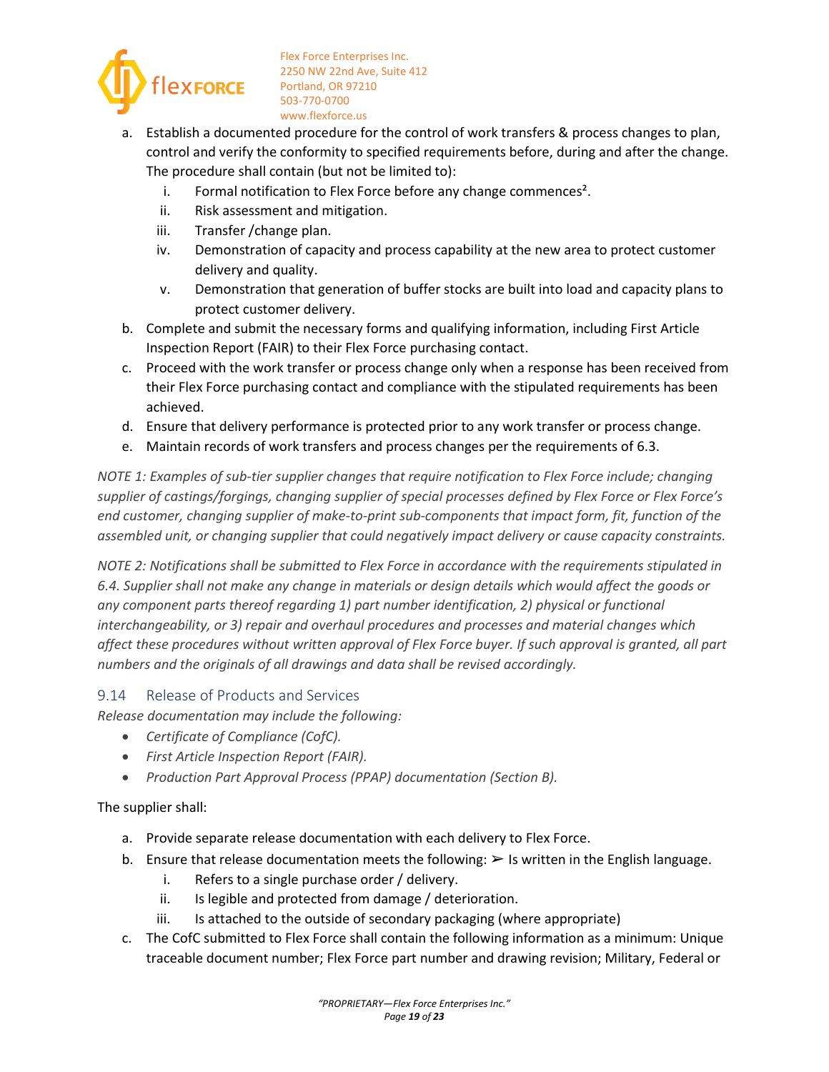a. Establish a documented procedure for the control of work transfers & process changes to plan, control and verify the conformity to specified requirements before, during and after the change. The procedure shall contain (but not be limited to):
    i. Formal notification to Flex Force before any change commences[2].
    ii. Risk assessment and mitigation.
    iii. Transfer /change plan.
    iv. Demonstration of capacity and process capability at the new area to protect customer delivery and quality.
    v. Demonstration that generation of buffer stocks are built into load and capacity plans to protect customer delivery.

b. Complete and submit the necessary forms and qualifying information, including First Article Inspection Report (FAIR) to their Flex Force purchasing contact.

c. Proceed with the work transfer or process change only when a response has been received from their Flex Force purchasing contact and compliance with the stipulated requirements has been achieved.

d. Ensure that delivery performance is protected prior to any work transfer or process change.

e. Maintain records of work transfers and process changes per the requirements of 6.3.

*NOTE 1: Examples of sub-tier supplier changes that require notification to Flex Force include; changing supplier of castings/forgings, changing supplier of special processes defined by Flex Force or Flex Force's end customer, changing supplier of make-to-print sub-components that impact form, fit, function of the assembled unit, or changing supplier that could negatively impact delivery or cause capacity constraints.*

*NOTE 2: Notifications shall be submitted to Flex Force in accordance with the requirements stipulated in 6.4. Supplier shall not make any change in materials or design details which would affect the goods or any component parts thereof regarding 1) part number identification, 2) physical or functional interchangeability, or 3) repair and overhaul procedures and processes and material changes which affect these procedures without written approval of Flex Force buyer. If such approval is granted, all part numbers and the originals of all drawings and data shall be revised accordingly.*

## 9.14 Release of Products and Services

*Release documentation may include the following:*

- *Certificate of Compliance (CofC).*
- *First Article Inspection Report (FAIR).*
- *Production Part Approval Process (PPAP) documentation (Section B).*

The supplier shall:

a. Provide separate release documentation with each delivery to Flex Force.

b. Ensure that release documentation meets the following: ➢ Is written in the English language.
    i. Refers to a single purchase order / delivery.
    ii. Is legible and protected from damage / deterioration.
    iii. Is attached to the outside of secondary packaging (where appropriate)

c. The CofC submitted to Flex Force shall contain the following information as a minimum: Unique traceable document number; Flex Force part number and drawing revision; Military, Federal or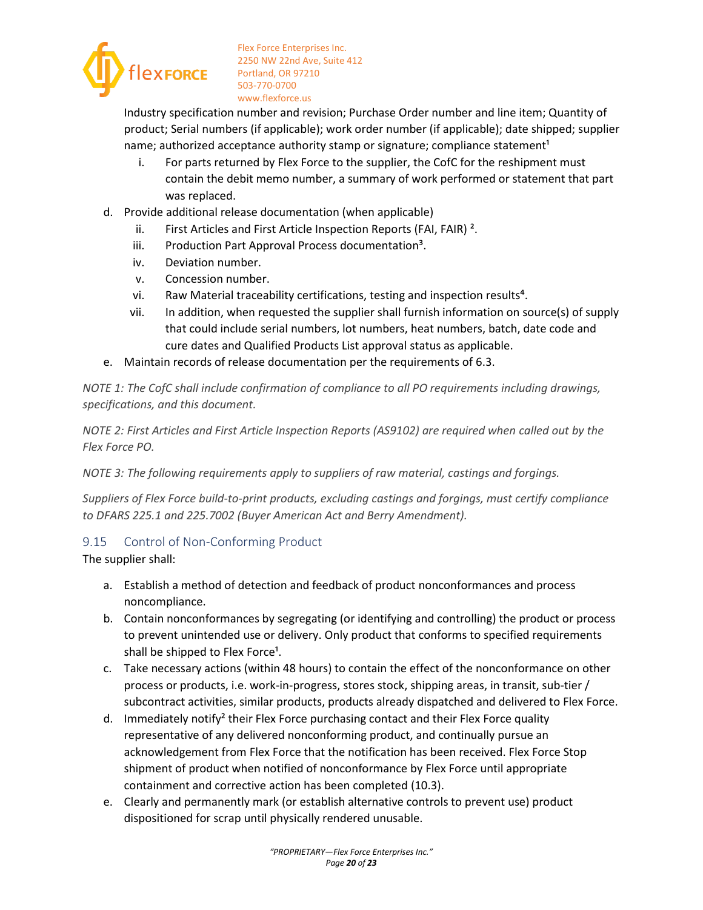Industry specification number and revision; Purchase Order number and line item; Quantity of product; Serial numbers (if applicable); work order number (if applicable); date shipped; supplier name; authorized acceptance authority stamp or signature; compliance statement[1]

   i. For parts returned by Flex Force to the supplier, the CofC for the reshipment must contain the debit memo number, a summary of work performed or statement that part was replaced.

d. Provide additional release documentation (when applicable)
   ii. First Articles and First Article Inspection Reports (FAI, FAIR) [2].
   iii. Production Part Approval Process documentation[3].
   iv. Deviation number.
   v. Concession number.
   vi. Raw Material traceability certifications, testing and inspection results[4].
   vii. In addition, when requested the supplier shall furnish information on source(s) of supply that could include serial numbers, lot numbers, heat numbers, batch, date code and cure dates and Qualified Products List approval status as applicable.

e. Maintain records of release documentation per the requirements of 6.3.

*NOTE 1: The CofC shall include confirmation of compliance to all PO requirements including drawings, specifications, and this document.*

*NOTE 2: First Articles and First Article Inspection Reports (AS9102) are required when called out by the Flex Force PO.*

*NOTE 3: The following requirements apply to suppliers of raw material, castings and forgings.*

*Suppliers of Flex Force build-to-print products, excluding castings and forgings, must certify compliance to DFARS 225.1 and 225.7002 (Buyer American Act and Berry Amendment).*

## 9.15 Control of Non-Conforming Product

The supplier shall:

a. Establish a method of detection and feedback of product nonconformances and process noncompliance.
b. Contain nonconformances by segregating (or identifying and controlling) the product or process to prevent unintended use or delivery. Only product that conforms to specified requirements shall be shipped to Flex Force[1].
c. Take necessary actions (within 48 hours) to contain the effect of the nonconformance on other process or products, i.e. work-in-progress, stores stock, shipping areas, in transit, sub-tier / subcontract activities, similar products, products already dispatched and delivered to Flex Force.
d. Immediately notify[2] their Flex Force purchasing contact and their Flex Force quality representative of any delivered nonconforming product, and continually pursue an acknowledgement from Flex Force that the notification has been received. Flex Force Stop shipment of product when notified of nonconformance by Flex Force until appropriate containment and corrective action has been completed (10.3).
e. Clearly and permanently mark (or establish alternative controls to prevent use) product dispositioned for scrap until physically rendered unusable.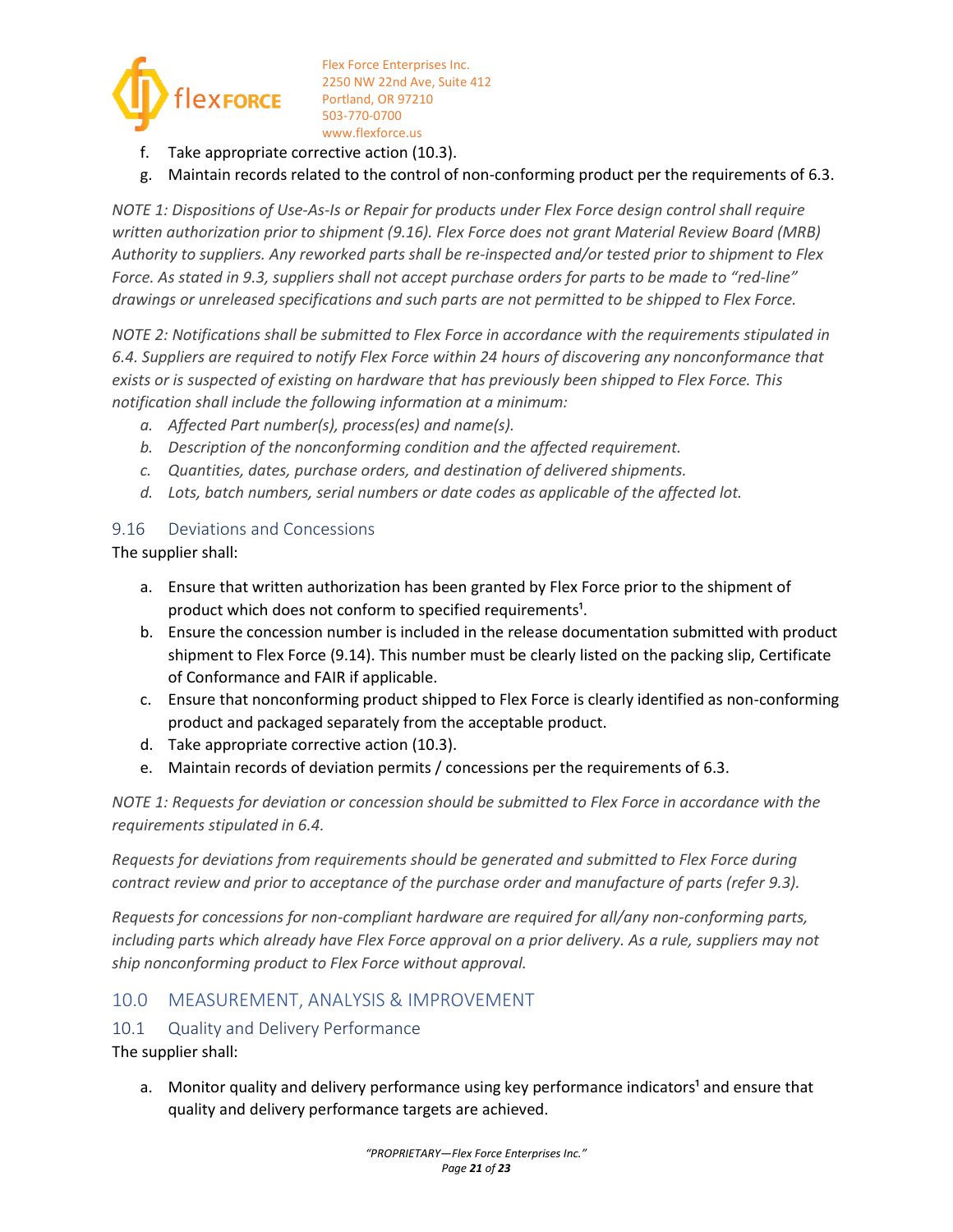f. Take appropriate corrective action (10.3).
g. Maintain records related to the control of non-conforming product per the requirements of 6.3.

*NOTE 1: Dispositions of Use-As-Is or Repair for products under Flex Force design control shall require written authorization prior to shipment (9.16). Flex Force does not grant Material Review Board (MRB) Authority to suppliers. Any reworked parts shall be re-inspected and/or tested prior to shipment to Flex Force. As stated in 9.3, suppliers shall not accept purchase orders for parts to be made to "red-line" drawings or unreleased specifications and such parts are not permitted to be shipped to Flex Force.*

*NOTE 2: Notifications shall be submitted to Flex Force in accordance with the requirements stipulated in 6.4. Suppliers are required to notify Flex Force within 24 hours of discovering any nonconformance that exists or is suspected of existing on hardware that has previously been shipped to Flex Force. This notification shall include the following information at a minimum:*

*a. Affected Part number(s), process(es) and name(s).*
*b. Description of the nonconforming condition and the affected requirement.*
*c. Quantities, dates, purchase orders, and destination of delivered shipments.*
*d. Lots, batch numbers, serial numbers or date codes as applicable of the affected lot.*

### 9.16 Deviations and Concessions

The supplier shall:

a. Ensure that written authorization has been granted by Flex Force prior to the shipment of product which does not conform to specified requirements[1].
b. Ensure the concession number is included in the release documentation submitted with product shipment to Flex Force (9.14). This number must be clearly listed on the packing slip, Certificate of Conformance and FAIR if applicable.
c. Ensure that nonconforming product shipped to Flex Force is clearly identified as non-conforming product and packaged separately from the acceptable product.
d. Take appropriate corrective action (10.3).
e. Maintain records of deviation permits / concessions per the requirements of 6.3.

*NOTE 1: Requests for deviation or concession should be submitted to Flex Force in accordance with the requirements stipulated in 6.4.*

*Requests for deviations from requirements should be generated and submitted to Flex Force during contract review and prior to acceptance of the purchase order and manufacture of parts (refer 9.3).*

*Requests for concessions for non-compliant hardware are required for all/any non-conforming parts, including parts which already have Flex Force approval on a prior delivery. As a rule, suppliers may not ship nonconforming product to Flex Force without approval.*

## 10.0 MEASUREMENT, ANALYSIS & IMPROVEMENT

### 10.1 Quality and Delivery Performance

The supplier shall:

a. Monitor quality and delivery performance using key performance indicators[1] and ensure that quality and delivery performance targets are achieved.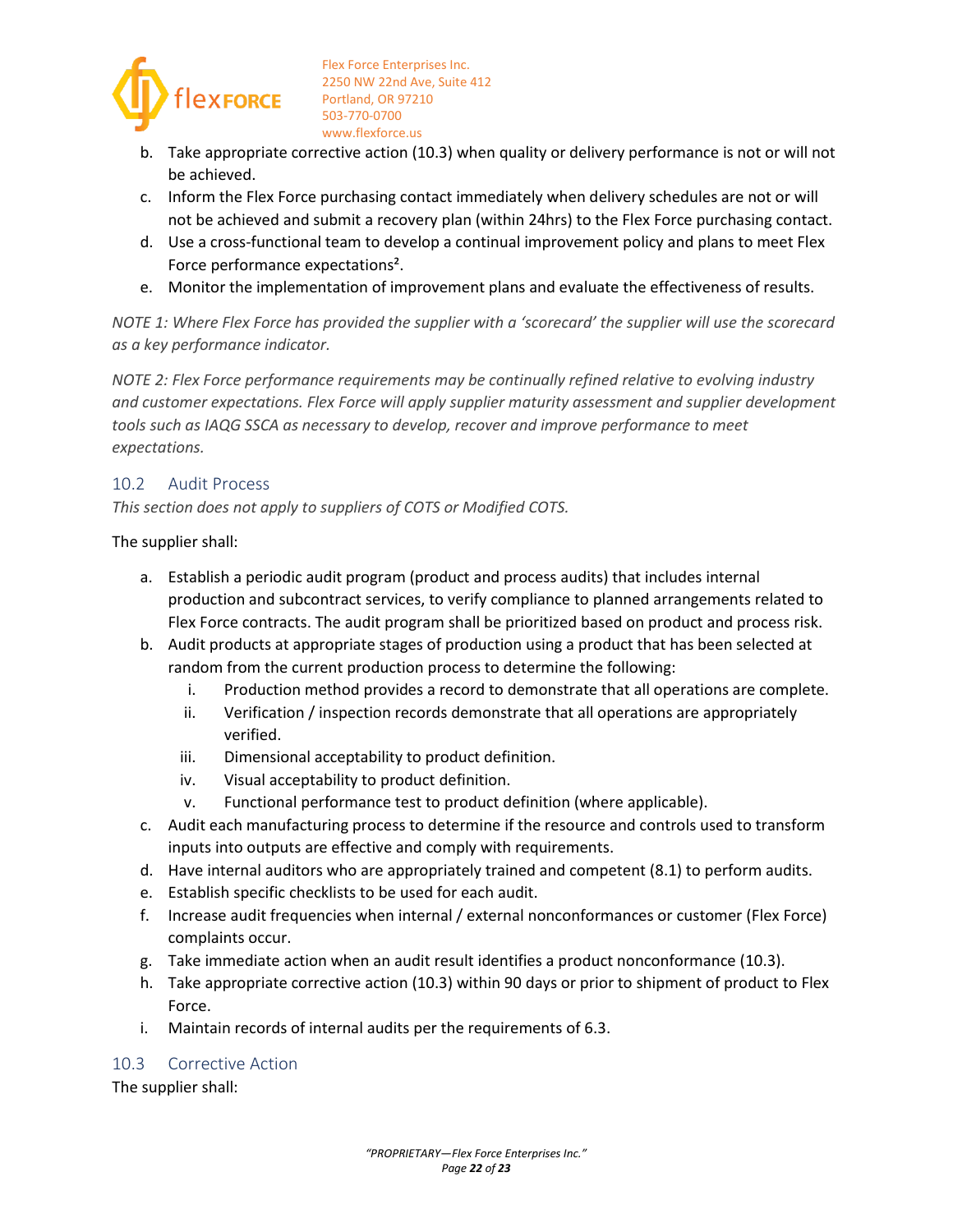b. Take appropriate corrective action (10.3) when quality or delivery performance is not or will not be achieved.
c. Inform the Flex Force purchasing contact immediately when delivery schedules are not or will not be achieved and submit a recovery plan (within 24hrs) to the Flex Force purchasing contact.
d. Use a cross-functional team to develop a continual improvement policy and plans to meet Flex Force performance expectations[2].
e. Monitor the implementation of improvement plans and evaluate the effectiveness of results.

*NOTE 1: Where Flex Force has provided the supplier with a 'scorecard' the supplier will use the scorecard as a key performance indicator.*

*NOTE 2: Flex Force performance requirements may be continually refined relative to evolving industry and customer expectations. Flex Force will apply supplier maturity assessment and supplier development tools such as IAQG SSCA as necessary to develop, recover and improve performance to meet expectations.*

## 10.2 Audit Process

*This section does not apply to suppliers of COTS or Modified COTS.*

The supplier shall:

a. Establish a periodic audit program (product and process audits) that includes internal production and subcontract services, to verify compliance to planned arrangements related to Flex Force contracts. The audit program shall be prioritized based on product and process risk.
b. Audit products at appropriate stages of production using a product that has been selected at random from the current production process to determine the following:
   i. Production method provides a record to demonstrate that all operations are complete.
   ii. Verification / inspection records demonstrate that all operations are appropriately verified.
   iii. Dimensional acceptability to product definition.
   iv. Visual acceptability to product definition.
   v. Functional performance test to product definition (where applicable).
c. Audit each manufacturing process to determine if the resource and controls used to transform inputs into outputs are effective and comply with requirements.
d. Have internal auditors who are appropriately trained and competent (8.1) to perform audits.
e. Establish specific checklists to be used for each audit.
f. Increase audit frequencies when internal / external nonconformances or customer (Flex Force) complaints occur.
g. Take immediate action when an audit result identifies a product nonconformance (10.3).
h. Take appropriate corrective action (10.3) within 90 days or prior to shipment of product to Flex Force.
i. Maintain records of internal audits per the requirements of 6.3.

## 10.3 Corrective Action

The supplier shall: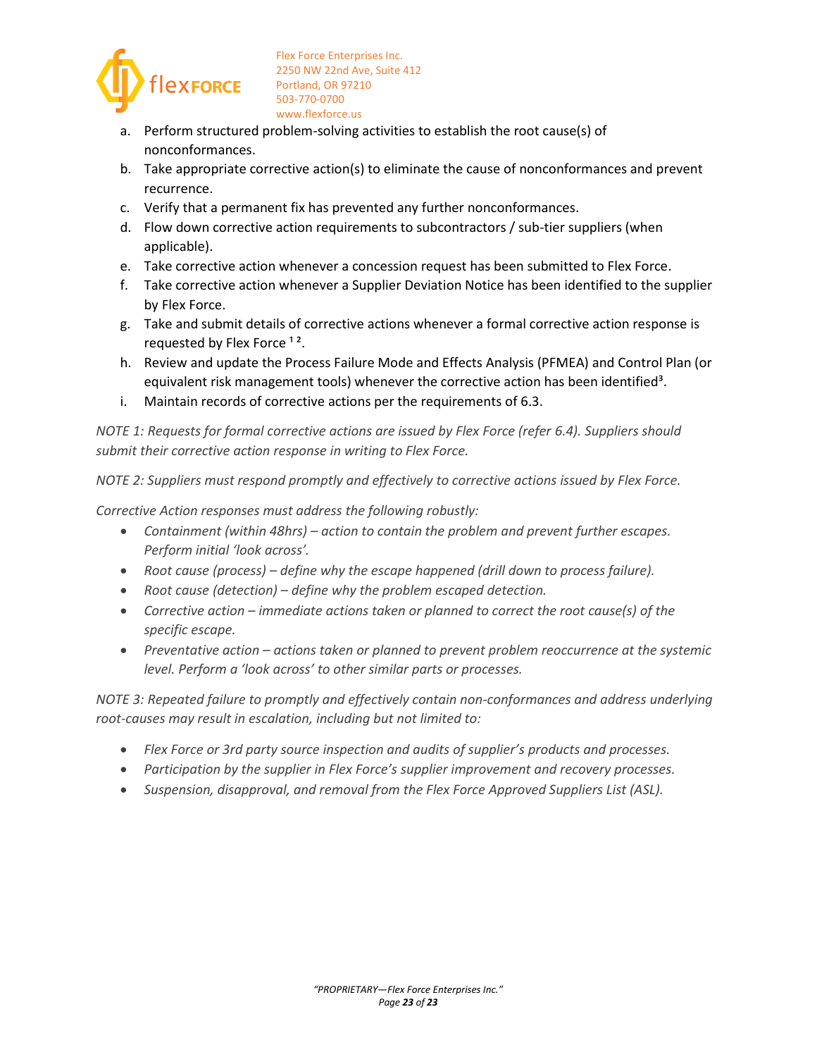a. Perform structured problem-solving activities to establish the root cause(s) of nonconformances.
b. Take appropriate corrective action(s) to eliminate the cause of nonconformances and prevent recurrence.
c. Verify that a permanent fix has prevented any further nonconformances.
d. Flow down corrective action requirements to subcontractors / sub-tier suppliers (when applicable).
e. Take corrective action whenever a concession request has been submitted to Flex Force.
f. Take corrective action whenever a Supplier Deviation Notice has been identified to the supplier by Flex Force.
g. Take and submit details of corrective actions whenever a formal corrective action response is requested by Flex Force [1 2].
h. Review and update the Process Failure Mode and Effects Analysis (PFMEA) and Control Plan (or equivalent risk management tools) whenever the corrective action has been identified[3].
i. Maintain records of corrective actions per the requirements of 6.3.

*NOTE 1: Requests for formal corrective actions are issued by Flex Force (refer 6.4). Suppliers should submit their corrective action response in writing to Flex Force.*

*NOTE 2: Suppliers must respond promptly and effectively to corrective actions issued by Flex Force.*

*Corrective Action responses must address the following robustly:*

- *Containment (within 48hrs) – action to contain the problem and prevent further escapes. Perform initial 'look across'.*
- *Root cause (process) – define why the escape happened (drill down to process failure).*
- *Root cause (detection) – define why the problem escaped detection.*
- *Corrective action – immediate actions taken or planned to correct the root cause(s) of the specific escape.*
- *Preventative action – actions taken or planned to prevent problem reoccurrence at the systemic level. Perform a 'look across' to other similar parts or processes.*

*NOTE 3: Repeated failure to promptly and effectively contain non-conformances and address underlying root-causes may result in escalation, including but not limited to:*

- *Flex Force or 3rd party source inspection and audits of supplier's products and processes.*
- *Participation by the supplier in Flex Force's supplier improvement and recovery processes.*
- *Suspension, disapproval, and removal from the Flex Force Approved Suppliers List (ASL).*